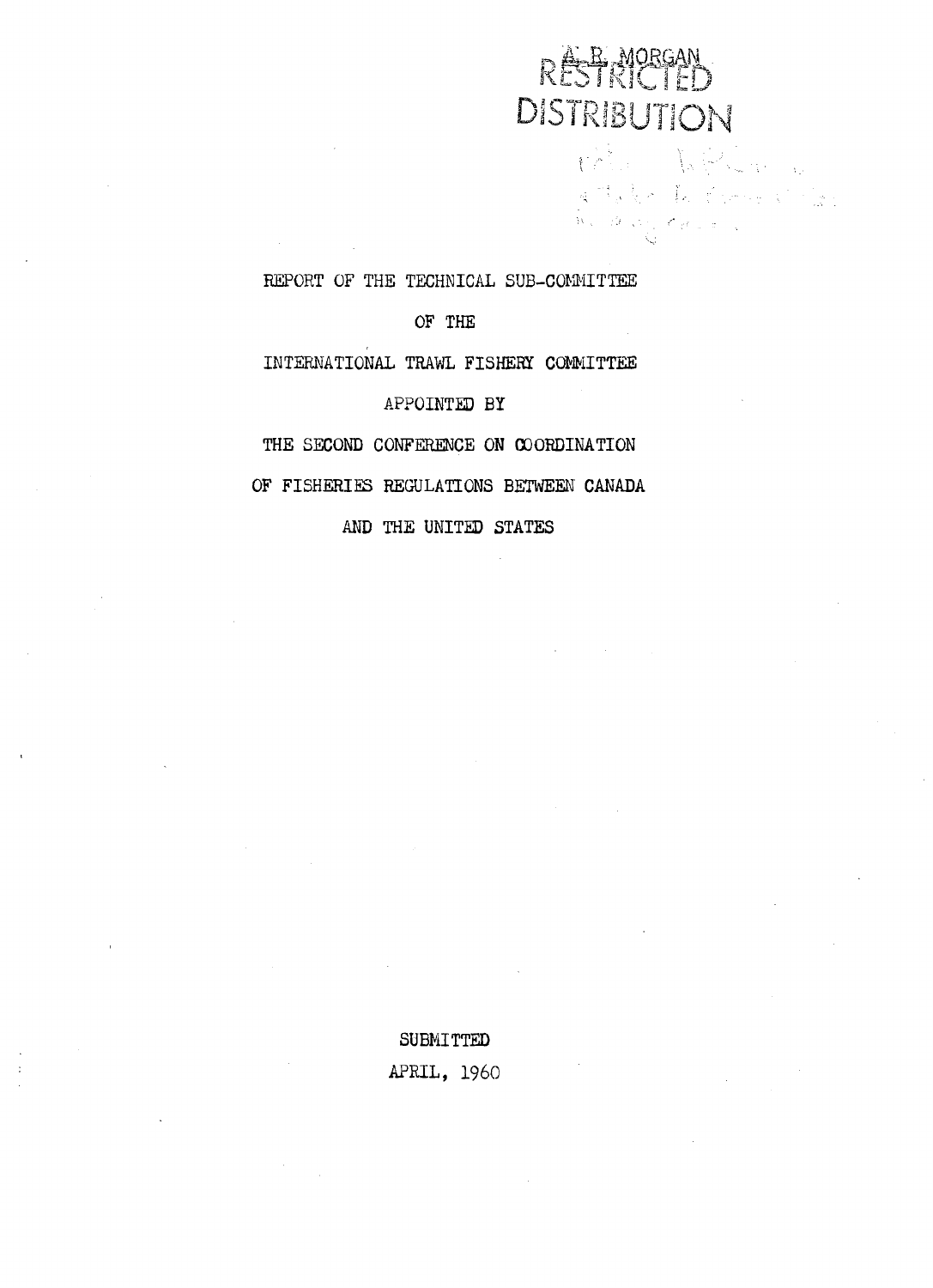A. B. MORGAN

RESTRICTED DISTRIBUTION

REPORT OF THE TECHNICAL SUB-COMMITTEE

OF THE

INTERNATIONAL TRAWL FISHERY COMMITTEE

APPOINTED BY

THE SECOND CONFERENCE ON COORDINATION

OF FISHERIES REGULATIONS BETWEEN CANADA

AND THE UNITED STATES

SUBMITTED

APRIL, 1960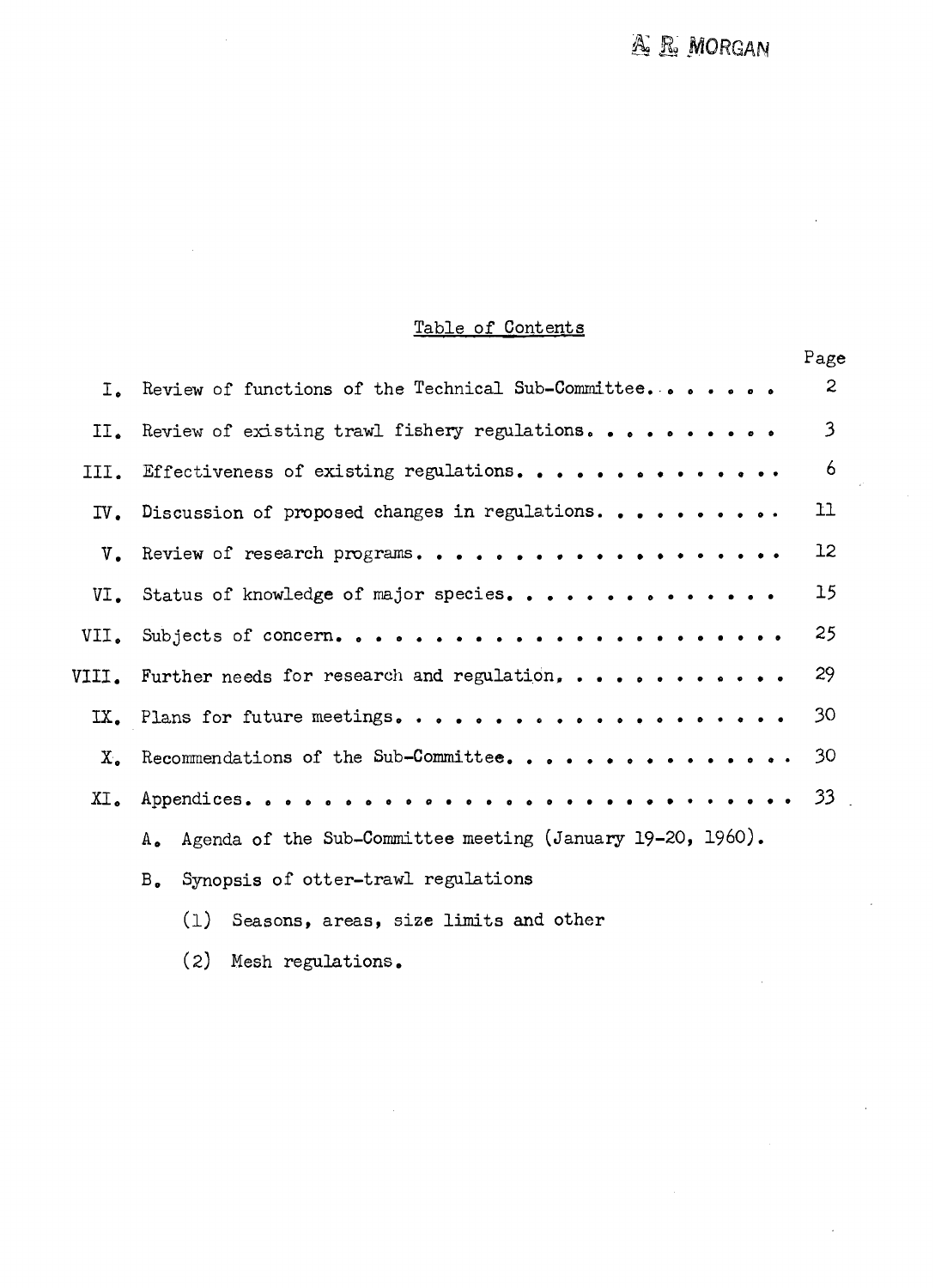A. R. MORGAN

## Table of Contents

| | | Page |
|---|---|---|
| I. | Review of functions of the Technical Sub-Committee | 2 |
| II. | Review of existing trawl fishery regulations | 3 |
| III. | Effectiveness of existing regulations | 6 |
| IV. | Discussion of proposed changes in regulations | 11 |
| V. | Review of research programs | 12 |
| VI. | Status of knowledge of major species | 15 |
| VII. | Subjects of concern | 25 |
| VIII. | Further needs for research and regulation | 29 |
| IX. | Plans for future meetings | 30 |
| X. | Recommendations of the Sub-Committee | 30 |
| XI. | Appendices | 33 |

A. Agenda of the Sub-Committee meeting (January 19-20, 1960).

B. Synopsis of otter-trawl regulations

(1) Seasons, areas, size limits and other

(2) Mesh regulations.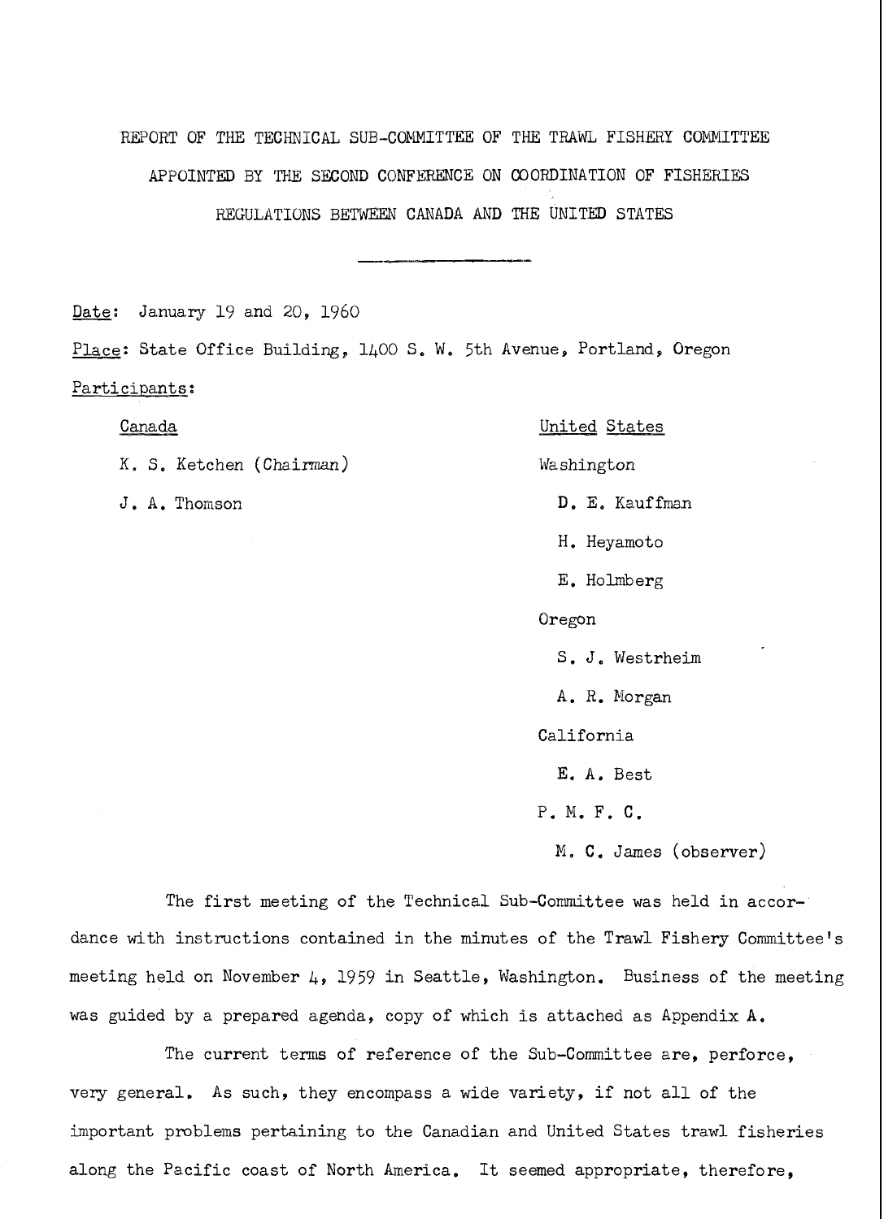# REPORT OF THE TECHNICAL SUB-COMMITTEE OF THE TRAWL FISHERY COMMITTEE APPOINTED BY THE SECOND CONFERENCE ON COORDINATION OF FISHERIES REGULATIONS BETWEEN CANADA AND THE UNITED STATES

---

Date: January 19 and 20, 1960

Place: State Office Building, 1400 S. W. 5th Avenue, Portland, Oregon

Participants:

Canada

- K. S. Ketchen (Chairman)
- J. A. Thomson

United States

Washington

- D. E. Kauffman
- H. Heyamoto
- E. Holmberg

Oregon

- S. J. Westrheim
- A. R. Morgan

California

- E. A. Best

P. M. F. C.

- M. C. James (observer)

The first meeting of the Technical Sub-Committee was held in accordance with instructions contained in the minutes of the Trawl Fishery Committee's meeting held on November 4, 1959 in Seattle, Washington. Business of the meeting was guided by a prepared agenda, copy of which is attached as Appendix A.

The current terms of reference of the Sub-Committee are, perforce, very general. As such, they encompass a wide variety, if not all of the important problems pertaining to the Canadian and United States trawl fisheries along the Pacific coast of North America. It seemed appropriate, therefore,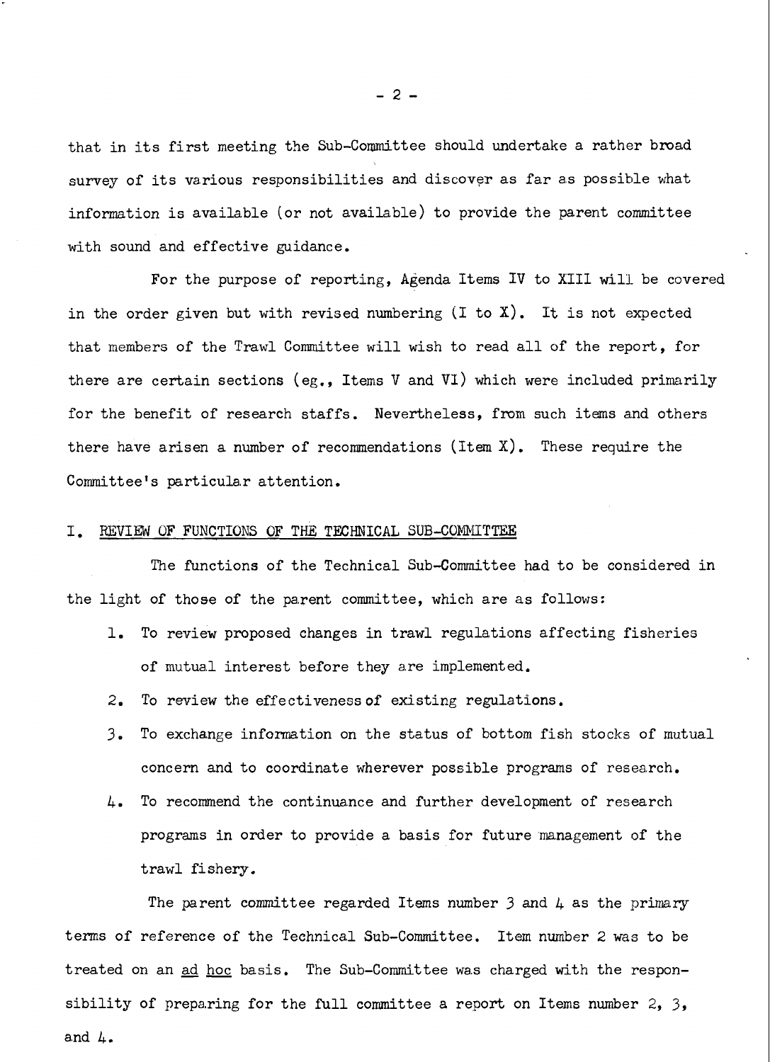that in its first meeting the Sub-Committee should undertake a rather broad survey of its various responsibilities and discover as far as possible what information is available (or not available) to provide the parent committee with sound and effective guidance.

For the purpose of reporting, Agenda Items IV to XIII will be covered in the order given but with revised numbering (I to X). It is not expected that members of the Trawl Committee will wish to read all of the report, for there are certain sections (eg., Items V and VI) which were included primarily for the benefit of research staffs. Nevertheless, from such items and others there have arisen a number of recommendations (Item X). These require the Committee's particular attention.

## I. REVIEW OF FUNCTIONS OF THE TECHNICAL SUB-COMMITTEE

The functions of the Technical Sub-Committee had to be considered in the light of those of the parent committee, which are as follows:

1. To review proposed changes in trawl regulations affecting fisheries of mutual interest before they are implemented.
2. To review the effectiveness of existing regulations.
3. To exchange information on the status of bottom fish stocks of mutual concern and to coordinate wherever possible programs of research.
4. To recommend the continuance and further development of research programs in order to provide a basis for future management of the trawl fishery.

The parent committee regarded Items number 3 and 4 as the primary terms of reference of the Technical Sub-Committee. Item number 2 was to be treated on an ad hoc basis. The Sub-Committee was charged with the responsibility of preparing for the full committee a report on Items number 2, 3, and 4.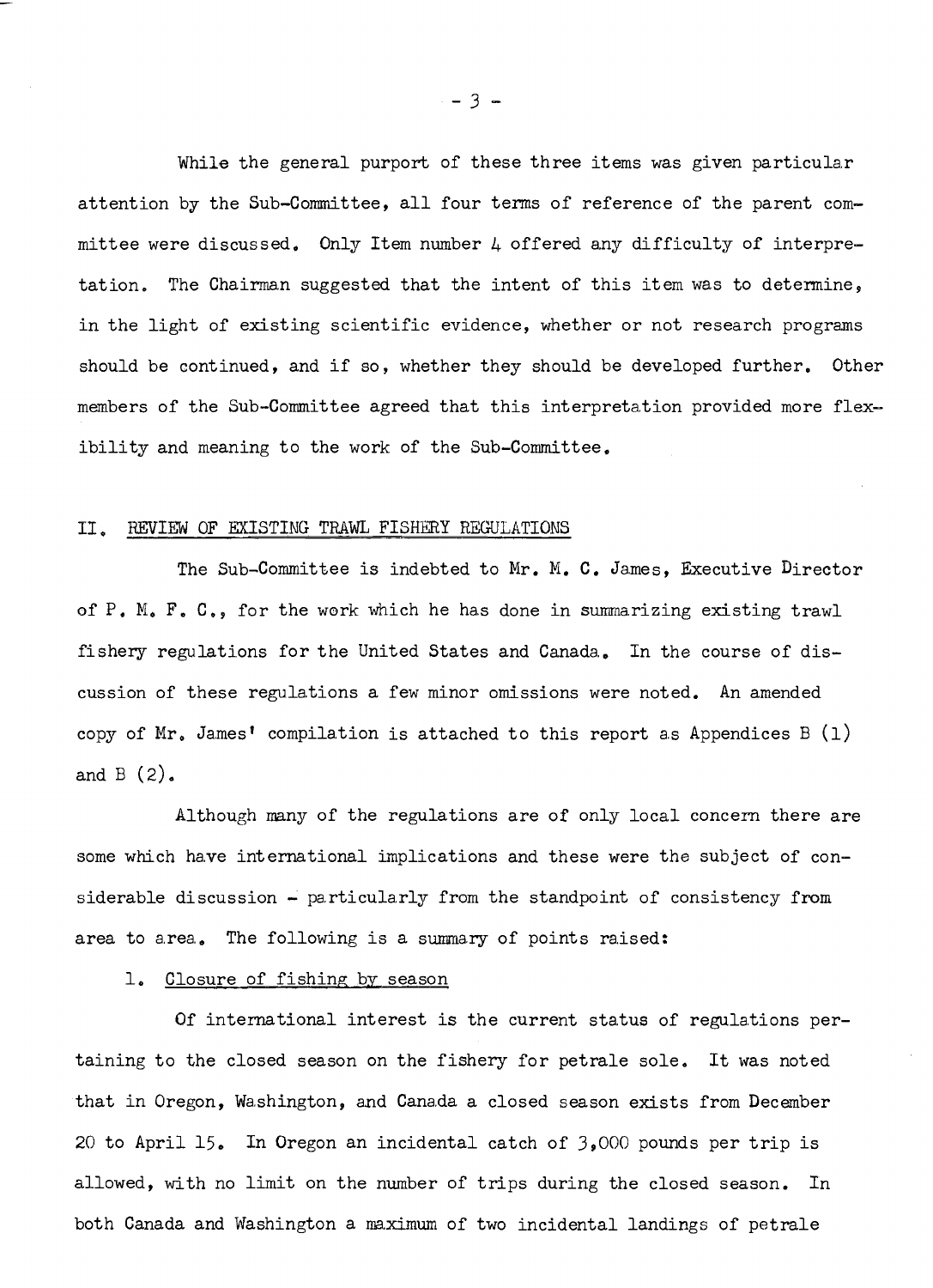While the general purport of these three items was given particular attention by the Sub-Committee, all four terms of reference of the parent committee were discussed. Only Item number 4 offered any difficulty of interpretation. The Chairman suggested that the intent of this item was to determine, in the light of existing scientific evidence, whether or not research programs should be continued, and if so, whether they should be developed further. Other members of the Sub-Committee agreed that this interpretation provided more flexibility and meaning to the work of the Sub-Committee.

## II. REVIEW OF EXISTING TRAWL FISHERY REGULATIONS

The Sub-Committee is indebted to Mr. M. C. James, Executive Director of P. M. F. C., for the work which he has done in summarizing existing trawl fishery regulations for the United States and Canada. In the course of discussion of these regulations a few minor omissions were noted. An amended copy of Mr. James' compilation is attached to this report as Appendices B (1) and B (2).

Although many of the regulations are of only local concern there are some which have international implications and these were the subject of considerable discussion - particularly from the standpoint of consistency from area to area. The following is a summary of points raised:

1. Closure of fishing by season

Of international interest is the current status of regulations pertaining to the closed season on the fishery for petrale sole. It was noted that in Oregon, Washington, and Canada a closed season exists from December 20 to April 15. In Oregon an incidental catch of 3,000 pounds per trip is allowed, with no limit on the number of trips during the closed season. In both Canada and Washington a maximum of two incidental landings of petrale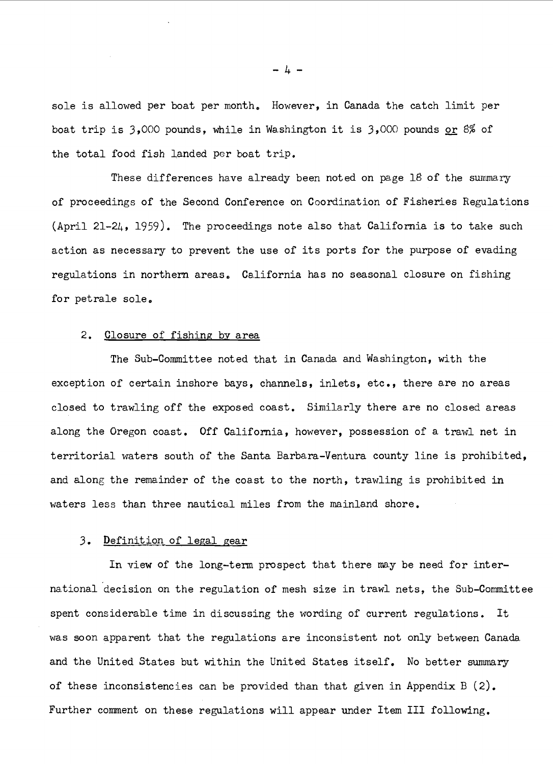sole is allowed per boat per month. However, in Canada the catch limit per boat trip is 3,000 pounds, while in Washington it is 3,000 pounds <u>or</u> 8% of the total food fish landed per boat trip.

These differences have already been noted on page 18 of the summary of proceedings of the Second Conference on Coordination of Fisheries Regulations (April 21-24, 1959). The proceedings note also that California is to take such action as necessary to prevent the use of its ports for the purpose of evading regulations in northern areas. California has no seasonal closure on fishing for petrale sole.

### 2. Closure of fishing by area

The Sub-Committee noted that in Canada and Washington, with the exception of certain inshore bays, channels, inlets, etc., there are no areas closed to trawling off the exposed coast. Similarly there are no closed areas along the Oregon coast. Off California, however, possession of a trawl net in territorial waters south of the Santa Barbara-Ventura county line is prohibited, and along the remainder of the coast to the north, trawling is prohibited in waters less than three nautical miles from the mainland shore.

### 3. Definition of legal gear

In view of the long-term prospect that there may be need for international decision on the regulation of mesh size in trawl nets, the Sub-Committee spent considerable time in discussing the wording of current regulations. It was soon apparent that the regulations are inconsistent not only between Canada and the United States but within the United States itself. No better summary of these inconsistencies can be provided than that given in Appendix B (2). Further comment on these regulations will appear under Item III following.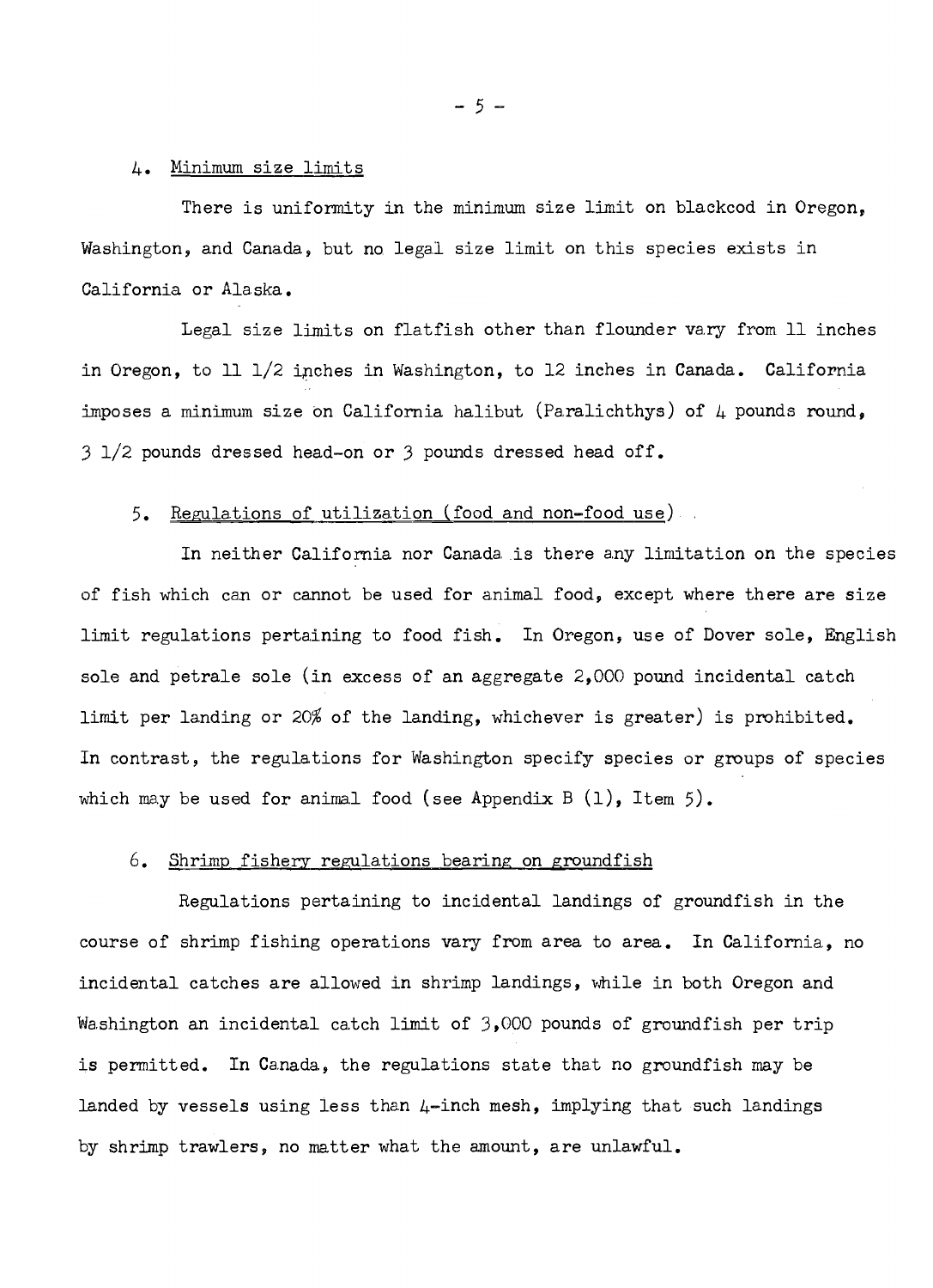4. Minimum size limits

There is uniformity in the minimum size limit on blackcod in Oregon, Washington, and Canada, but no legal size limit on this species exists in California or Alaska.

Legal size limits on flatfish other than flounder vary from 11 inches in Oregon, to 11 1/2 inches in Washington, to 12 inches in Canada. California imposes a minimum size on California halibut (Paralichthys) of 4 pounds round, 3 1/2 pounds dressed head-on or 3 pounds dressed head off.

5. Regulations of utilization (food and non-food use)

In neither California nor Canada is there any limitation on the species of fish which can or cannot be used for animal food, except where there are size limit regulations pertaining to food fish. In Oregon, use of Dover sole, English sole and petrale sole (in excess of an aggregate 2,000 pound incidental catch limit per landing or 20% of the landing, whichever is greater) is prohibited. In contrast, the regulations for Washington specify species or groups of species which may be used for animal food (see Appendix B (1), Item 5).

6. Shrimp fishery regulations bearing on groundfish

Regulations pertaining to incidental landings of groundfish in the course of shrimp fishing operations vary from area to area. In California, no incidental catches are allowed in shrimp landings, while in both Oregon and Washington an incidental catch limit of 3,000 pounds of groundfish per trip is permitted. In Canada, the regulations state that no groundfish may be landed by vessels using less than 4-inch mesh, implying that such landings by shrimp trawlers, no matter what the amount, are unlawful.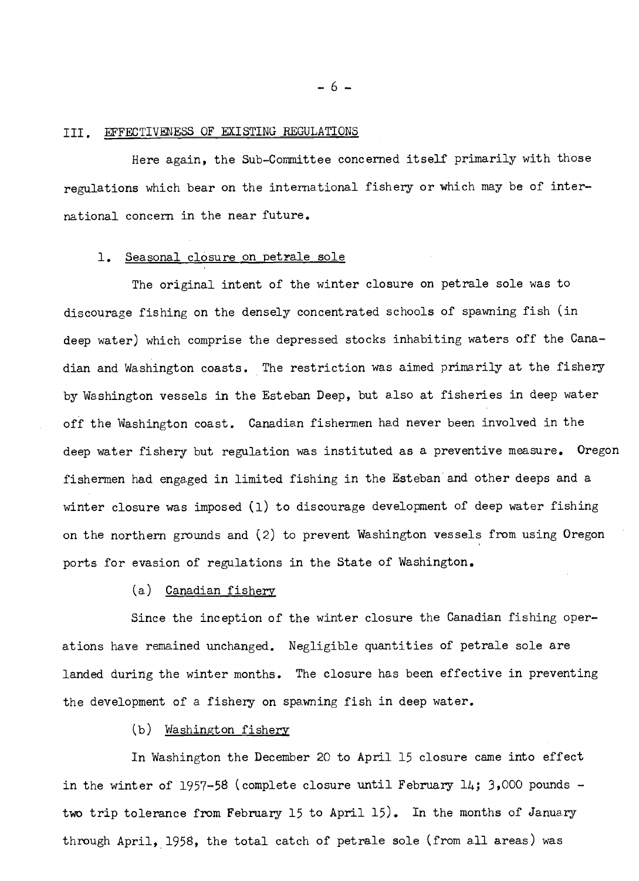## III. EFFECTIVENESS OF EXISTING REGULATIONS

Here again, the Sub-Committee concerned itself primarily with those regulations which bear on the international fishery or which may be of international concern in the near future.

### 1. Seasonal closure on petrale sole

The original intent of the winter closure on petrale sole was to discourage fishing on the densely concentrated schools of spawning fish (in deep water) which comprise the depressed stocks inhabiting waters off the Canadian and Washington coasts. The restriction was aimed primarily at the fishery by Washington vessels in the Esteban Deep, but also at fisheries in deep water off the Washington coast. Canadian fishermen had never been involved in the deep water fishery but regulation was instituted as a preventive measure. Oregon fishermen had engaged in limited fishing in the Esteban and other deeps and a winter closure was imposed (1) to discourage development of deep water fishing on the northern grounds and (2) to prevent Washington vessels from using Oregon ports for evasion of regulations in the State of Washington.

#### (a) Canadian fishery

Since the inception of the winter closure the Canadian fishing operations have remained unchanged. Negligible quantities of petrale sole are landed during the winter months. The closure has been effective in preventing the development of a fishery on spawning fish in deep water.

#### (b) Washington fishery

In Washington the December 20 to April 15 closure came into effect in the winter of 1957-58 (complete closure until February 14; 3,000 pounds - two trip tolerance from February 15 to April 15). In the months of January through April, 1958, the total catch of petrale sole (from all areas) was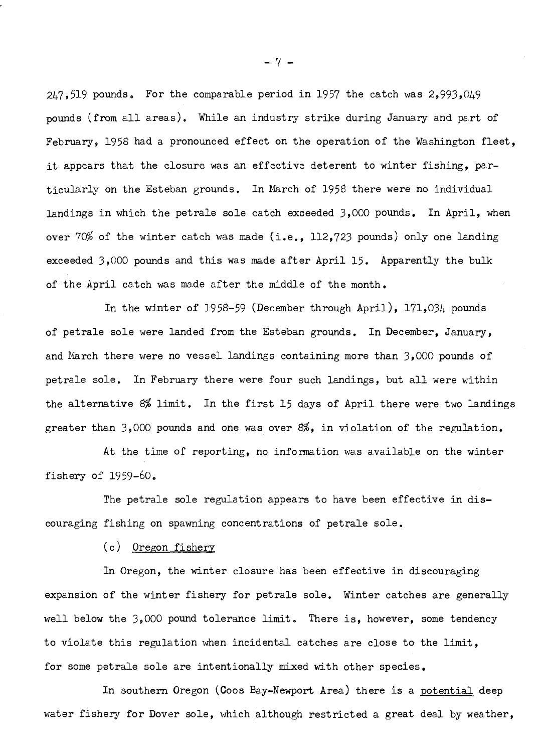247,519 pounds. For the comparable period in 1957 the catch was 2,993,049 pounds (from all areas). While an industry strike during January and part of February, 1958 had a pronounced effect on the operation of the Washington fleet, it appears that the closure was an effective deterent to winter fishing, particularly on the Esteban grounds. In March of 1958 there were no individual landings in which the petrale sole catch exceeded 3,000 pounds. In April, when over 70% of the winter catch was made (i.e., 112,723 pounds) only one landing exceeded 3,000 pounds and this was made after April 15. Apparently the bulk of the April catch was made after the middle of the month.

In the winter of 1958-59 (December through April), 171,034 pounds of petrale sole were landed from the Esteban grounds. In December, January, and March there were no vessel landings containing more than 3,000 pounds of petrale sole. In February there were four such landings, but all were within the alternative 8% limit. In the first 15 days of April there were two landings greater than 3,000 pounds and one was over 8%, in violation of the regulation.

At the time of reporting, no information was available on the winter fishery of 1959-60.

The petrale sole regulation appears to have been effective in discouraging fishing on spawning concentrations of petrale sole.

(c) Oregon fishery

In Oregon, the winter closure has been effective in discouraging expansion of the winter fishery for petrale sole. Winter catches are generally well below the 3,000 pound tolerance limit. There is, however, some tendency to violate this regulation when incidental catches are close to the limit, for some petrale sole are intentionally mixed with other species.

In southern Oregon (Coos Bay-Newport Area) there is a potential deep water fishery for Dover sole, which although restricted a great deal by weather,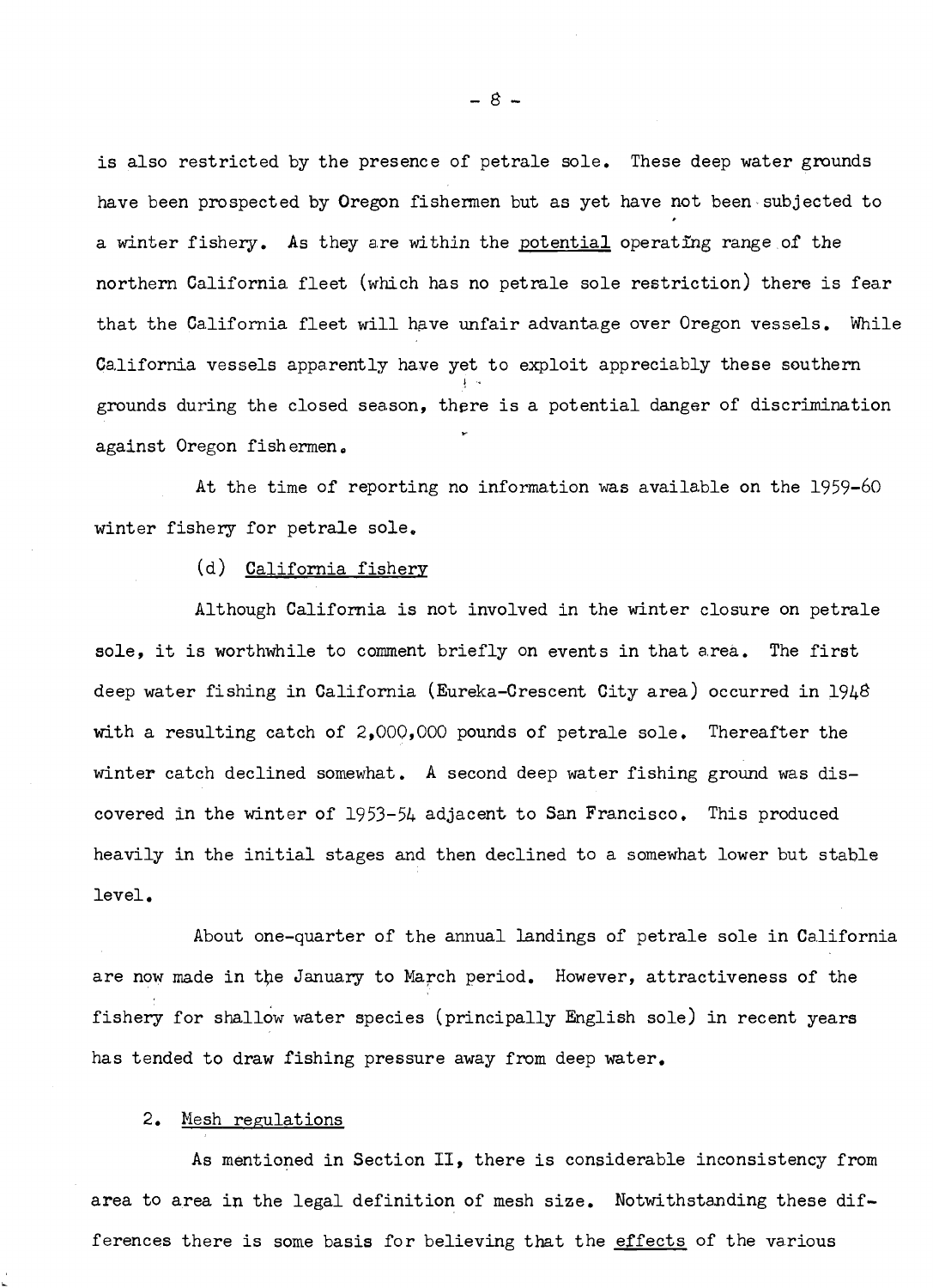is also restricted by the presence of petrale sole. These deep water grounds have been prospected by Oregon fishermen but as yet have not been subjected to a winter fishery. As they are within the potential operating range of the northern California fleet (which has no petrale sole restriction) there is fear that the California fleet will have unfair advantage over Oregon vessels. While California vessels apparently have yet to exploit appreciably these southern grounds during the closed season, there is a potential danger of discrimination against Oregon fishermen.

At the time of reporting no information was available on the 1959-60 winter fishery for petrale sole.

(d) California fishery

Although California is not involved in the winter closure on petrale sole, it is worthwhile to comment briefly on events in that area. The first deep water fishing in California (Eureka-Crescent City area) occurred in 1948 with a resulting catch of 2,000,000 pounds of petrale sole. Thereafter the winter catch declined somewhat. A second deep water fishing ground was discovered in the winter of 1953-54 adjacent to San Francisco. This produced heavily in the initial stages and then declined to a somewhat lower but stable level.

About one-quarter of the annual landings of petrale sole in California are now made in the January to March period. However, attractiveness of the fishery for shallow water species (principally English sole) in recent years has tended to draw fishing pressure away from deep water.

2. Mesh regulations

As mentioned in Section II, there is considerable inconsistency from area to area in the legal definition of mesh size. Notwithstanding these differences there is some basis for believing that the effects of the various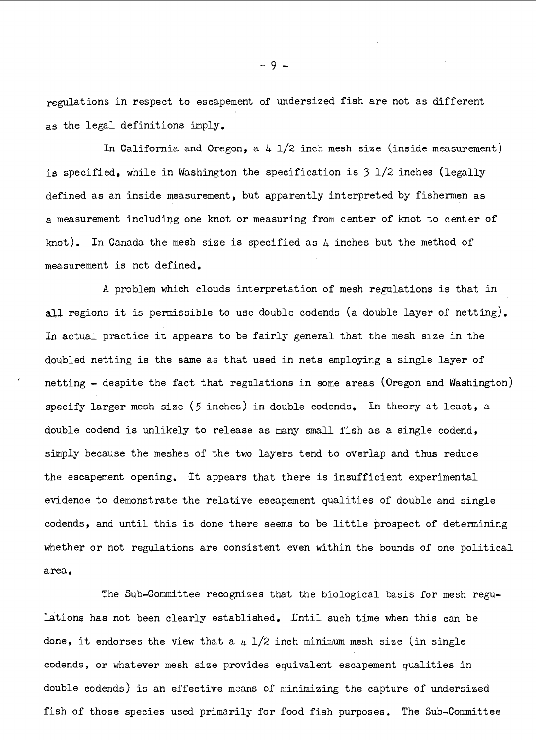regulations in respect to escapement of undersized fish are not as different as the legal definitions imply.

In California and Oregon, a 4 1/2 inch mesh size (inside measurement) is specified, while in Washington the specification is 3 1/2 inches (legally defined as an inside measurement, but apparently interpreted by fishermen as a measurement including one knot or measuring from center of knot to center of knot). In Canada the mesh size is specified as 4 inches but the method of measurement is not defined.

A problem which clouds interpretation of mesh regulations is that in all regions it is permissible to use double codends (a double layer of netting). In actual practice it appears to be fairly general that the mesh size in the doubled netting is the same as that used in nets employing a single layer of netting - despite the fact that regulations in some areas (Oregon and Washington) specify larger mesh size (5 inches) in double codends. In theory at least, a double codend is unlikely to release as many small fish as a single codend, simply because the meshes of the two layers tend to overlap and thus reduce the escapement opening. It appears that there is insufficient experimental evidence to demonstrate the relative escapement qualities of double and single codends, and until this is done there seems to be little prospect of determining whether or not regulations are consistent even within the bounds of one political area.

The Sub-Committee recognizes that the biological basis for mesh regulations has not been clearly established. Until such time when this can be done, it endorses the view that a 4 1/2 inch minimum mesh size (in single codends, or whatever mesh size provides equivalent escapement qualities in double codends) is an effective means of minimizing the capture of undersized fish of those species used primarily for food fish purposes. The Sub-Committee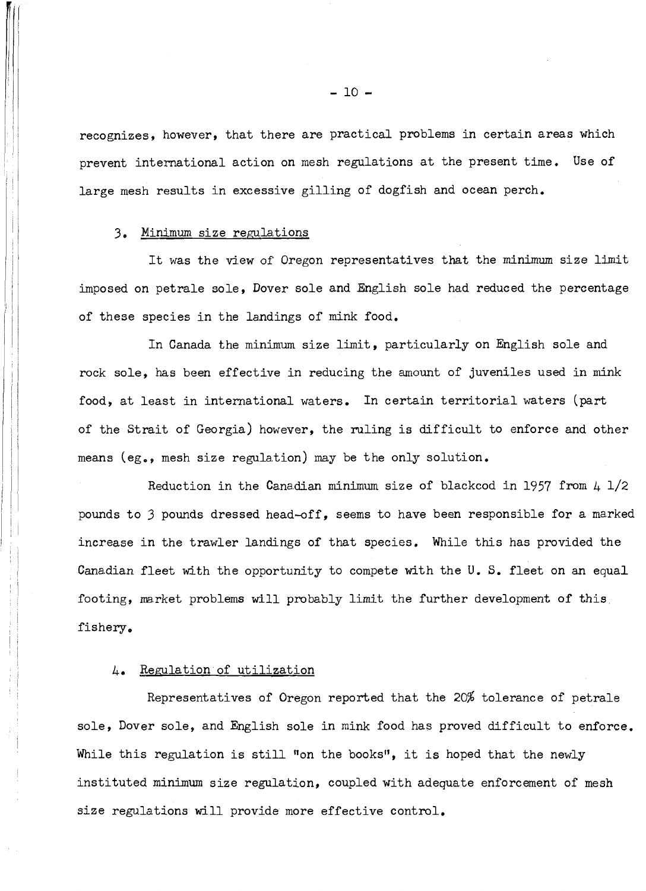recognizes, however, that there are practical problems in certain areas which prevent international action on mesh regulations at the present time. Use of large mesh results in excessive gilling of dogfish and ocean perch.

### 3. Minimum size regulations

It was the view of Oregon representatives that the minimum size limit imposed on petrale sole, Dover sole and English sole had reduced the percentage of these species in the landings of mink food.

In Canada the minimum size limit, particularly on English sole and rock sole, has been effective in reducing the amount of juveniles used in mink food, at least in international waters. In certain territorial waters (part of the Strait of Georgia) however, the ruling is difficult to enforce and other means (eg., mesh size regulation) may be the only solution.

Reduction in the Canadian minimum size of blackcod in 1957 from 4 1/2 pounds to 3 pounds dressed head-off, seems to have been responsible for a marked increase in the trawler landings of that species. While this has provided the Canadian fleet with the opportunity to compete with the U. S. fleet on an equal footing, market problems will probably limit the further development of this fishery.

### 4. Regulation of utilization

Representatives of Oregon reported that the 20% tolerance of petrale sole, Dover sole, and English sole in mink food has proved difficult to enforce. While this regulation is still "on the books", it is hoped that the newly instituted minimum size regulation, coupled with adequate enforcement of mesh size regulations will provide more effective control.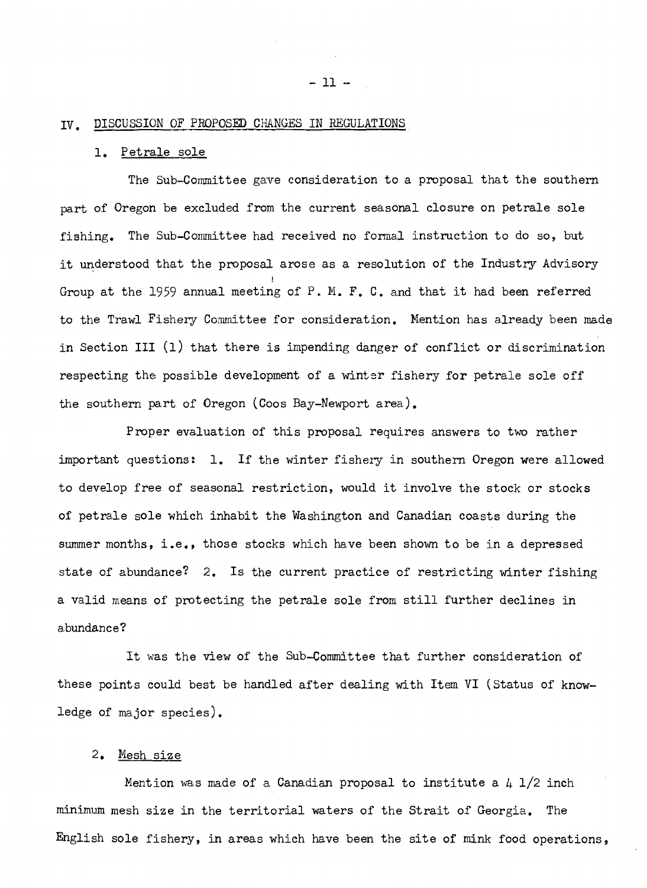## IV. DISCUSSION OF PROPOSED CHANGES IN REGULATIONS

### 1. Petrale sole

The Sub-Committee gave consideration to a proposal that the southern part of Oregon be excluded from the current seasonal closure on petrale sole fishing. The Sub-Committee had received no formal instruction to do so, but it understood that the proposal arose as a resolution of the Industry Advisory Group at the 1959 annual meeting of P. M. F. C. and that it had been referred to the Trawl Fishery Committee for consideration. Mention has already been made in Section III (1) that there is impending danger of conflict or discrimination respecting the possible development of a winter fishery for petrale sole off the southern part of Oregon (Coos Bay-Newport area).

Proper evaluation of this proposal requires answers to two rather important questions: 1. If the winter fishery in southern Oregon were allowed to develop free of seasonal restriction, would it involve the stock or stocks of petrale sole which inhabit the Washington and Canadian coasts during the summer months, i.e., those stocks which have been shown to be in a depressed state of abundance? 2. Is the current practice of restricting winter fishing a valid means of protecting the petrale sole from still further declines in abundance?

It was the view of the Sub-Committee that further consideration of these points could best be handled after dealing with Item VI (Status of knowledge of major species).

### 2. Mesh size

Mention was made of a Canadian proposal to institute a 4 1/2 inch minimum mesh size in the territorial waters of the Strait of Georgia. The English sole fishery, in areas which have been the site of mink food operations,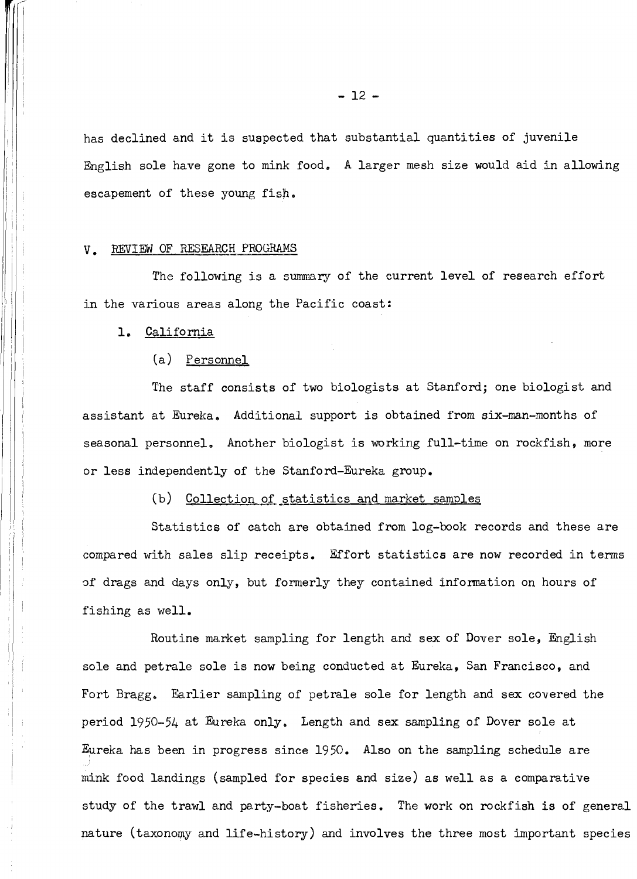has declined and it is suspected that substantial quantities of juvenile English sole have gone to mink food. A larger mesh size would aid in allowing escapement of these young fish.

## V. REVIEW OF RESEARCH PROGRAMS

The following is a summary of the current level of research effort in the various areas along the Pacific coast:

### 1. California

#### (a) Personnel

The staff consists of two biologists at Stanford; one biologist and assistant at Eureka. Additional support is obtained from six-man-months of seasonal personnel. Another biologist is working full-time on rockfish, more or less independently of the Stanford-Eureka group.

#### (b) Collection of statistics and market samples

Statistics of catch are obtained from log-book records and these are compared with sales slip receipts. Effort statistics are now recorded in terms of drags and days only, but formerly they contained information on hours of fishing as well.

Routine market sampling for length and sex of Dover sole, English sole and petrale sole is now being conducted at Eureka, San Francisco, and Fort Bragg. Earlier sampling of petrale sole for length and sex covered the period 1950-54 at Eureka only. Length and sex sampling of Dover sole at Eureka has been in progress since 1950. Also on the sampling schedule are mink food landings (sampled for species and size) as well as a comparative study of the trawl and party-boat fisheries. The work on rockfish is of general nature (taxonomy and life-history) and involves the three most important species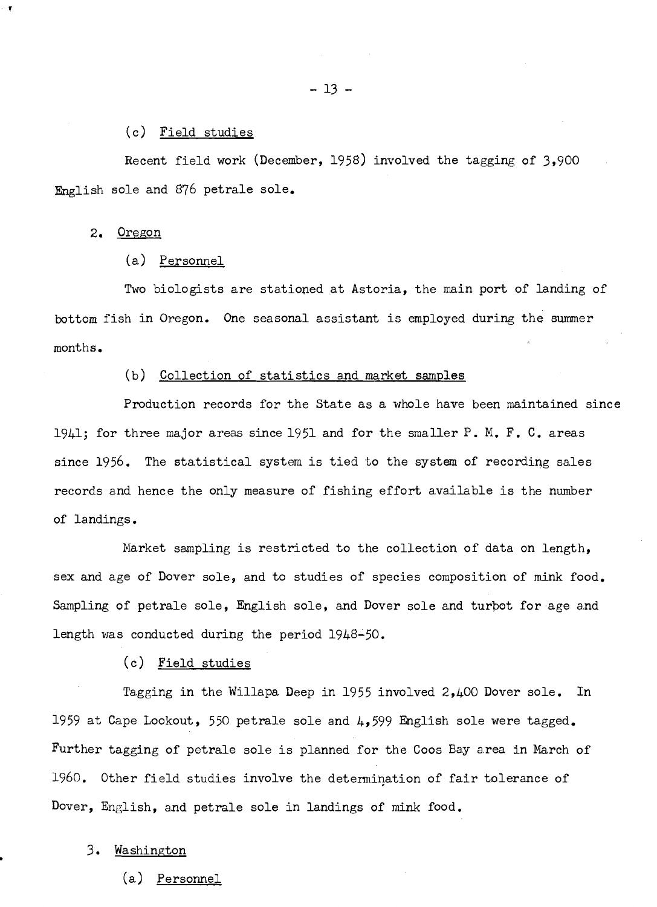(c) Field studies

Recent field work (December, 1958) involved the tagging of 3,900 English sole and 876 petrale sole.

2. Oregon

(a) Personnel

Two biologists are stationed at Astoria, the main port of landing of bottom fish in Oregon. One seasonal assistant is employed during the summer months.

(b) Collection of statistics and market samples

Production records for the State as a whole have been maintained since 1941; for three major areas since 1951 and for the smaller P. M. F. C. areas since 1956. The statistical system is tied to the system of recording sales records and hence the only measure of fishing effort available is the number of landings.

Market sampling is restricted to the collection of data on length, sex and age of Dover sole, and to studies of species composition of mink food. Sampling of petrale sole, English sole, and Dover sole and turbot for age and length was conducted during the period 1948-50.

(c) Field studies

Tagging in the Willapa Deep in 1955 involved 2,400 Dover sole. In 1959 at Cape Lookout, 550 petrale sole and 4,599 English sole were tagged. Further tagging of petrale sole is planned for the Coos Bay area in March of 1960. Other field studies involve the determination of fair tolerance of Dover, English, and petrale sole in landings of mink food.

3. Washington

(a) Personnel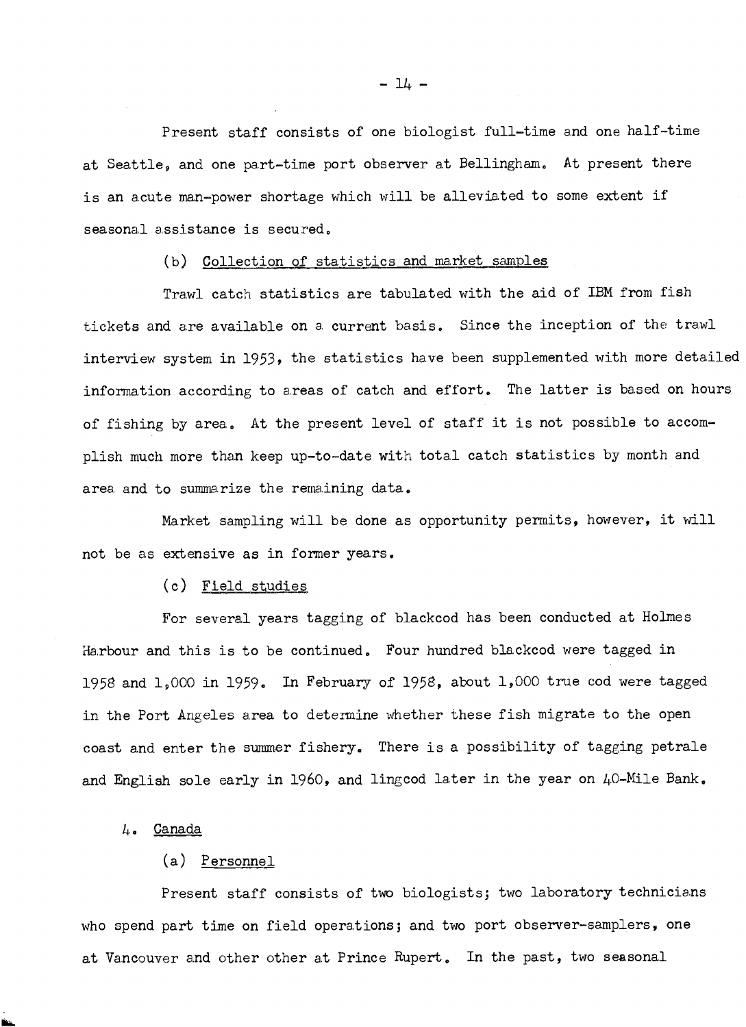Present staff consists of one biologist full-time and one half-time at Seattle, and one part-time port observer at Bellingham. At present there is an acute man-power shortage which will be alleviated to some extent if seasonal assistance is secured.

(b) Collection of statistics and market samples

Trawl catch statistics are tabulated with the aid of IBM from fish tickets and are available on a current basis. Since the inception of the trawl interview system in 1953, the statistics have been supplemented with more detailed information according to areas of catch and effort. The latter is based on hours of fishing by area. At the present level of staff it is not possible to accomplish much more than keep up-to-date with total catch statistics by month and area and to summarize the remaining data.

Market sampling will be done as opportunity permits, however, it will not be as extensive as in former years.

(c) Field studies

For several years tagging of blackcod has been conducted at Holmes Harbour and this is to be continued. Four hundred blackcod were tagged in 1958 and 1,000 in 1959. In February of 1958, about 1,000 true cod were tagged in the Port Angeles area to determine whether these fish migrate to the open coast and enter the summer fishery. There is a possibility of tagging petrale and English sole early in 1960, and lingcod later in the year on 40-Mile Bank.

4. Canada

(a) Personnel

Present staff consists of two biologists; two laboratory technicians who spend part time on field operations; and two port observer-samplers, one at Vancouver and other other at Prince Rupert. In the past, two seasonal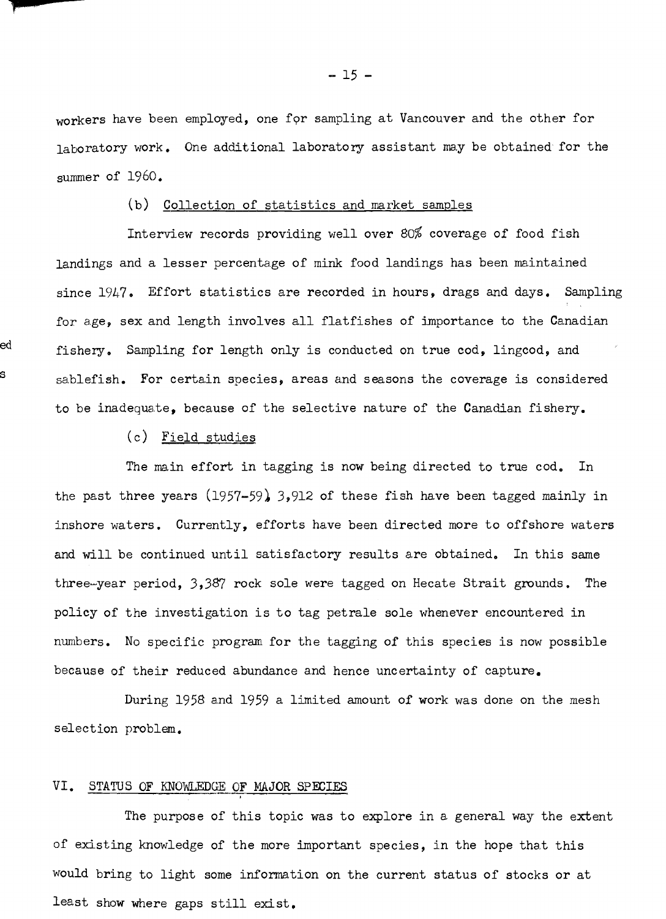workers have been employed, one for sampling at Vancouver and the other for laboratory work. One additional laboratory assistant may be obtained for the summer of 1960.

(b) Collection of statistics and market samples

Interview records providing well over 80% coverage of food fish landings and a lesser percentage of mink food landings has been maintained since 1947. Effort statistics are recorded in hours, drags and days. Sampling for age, sex and length involves all flatfishes of importance to the Canadian fishery. Sampling for length only is conducted on true cod, lingcod, and sablefish. For certain species, areas and seasons the coverage is considered to be inadequate, because of the selective nature of the Canadian fishery.

(c) Field studies

The main effort in tagging is now being directed to true cod. In the past three years (1957-59) 3,912 of these fish have been tagged mainly in inshore waters. Currently, efforts have been directed more to offshore waters and will be continued until satisfactory results are obtained. In this same three-year period, 3,387 rock sole were tagged on Hecate Strait grounds. The policy of the investigation is to tag petrale sole whenever encountered in numbers. No specific program for the tagging of this species is now possible because of their reduced abundance and hence uncertainty of capture.

During 1958 and 1959 a limited amount of work was done on the mesh selection problem.

## VI. STATUS OF KNOWLEDGE OF MAJOR SPECIES

The purpose of this topic was to explore in a general way the extent of existing knowledge of the more important species, in the hope that this would bring to light some information on the current status of stocks or at least show where gaps still exist.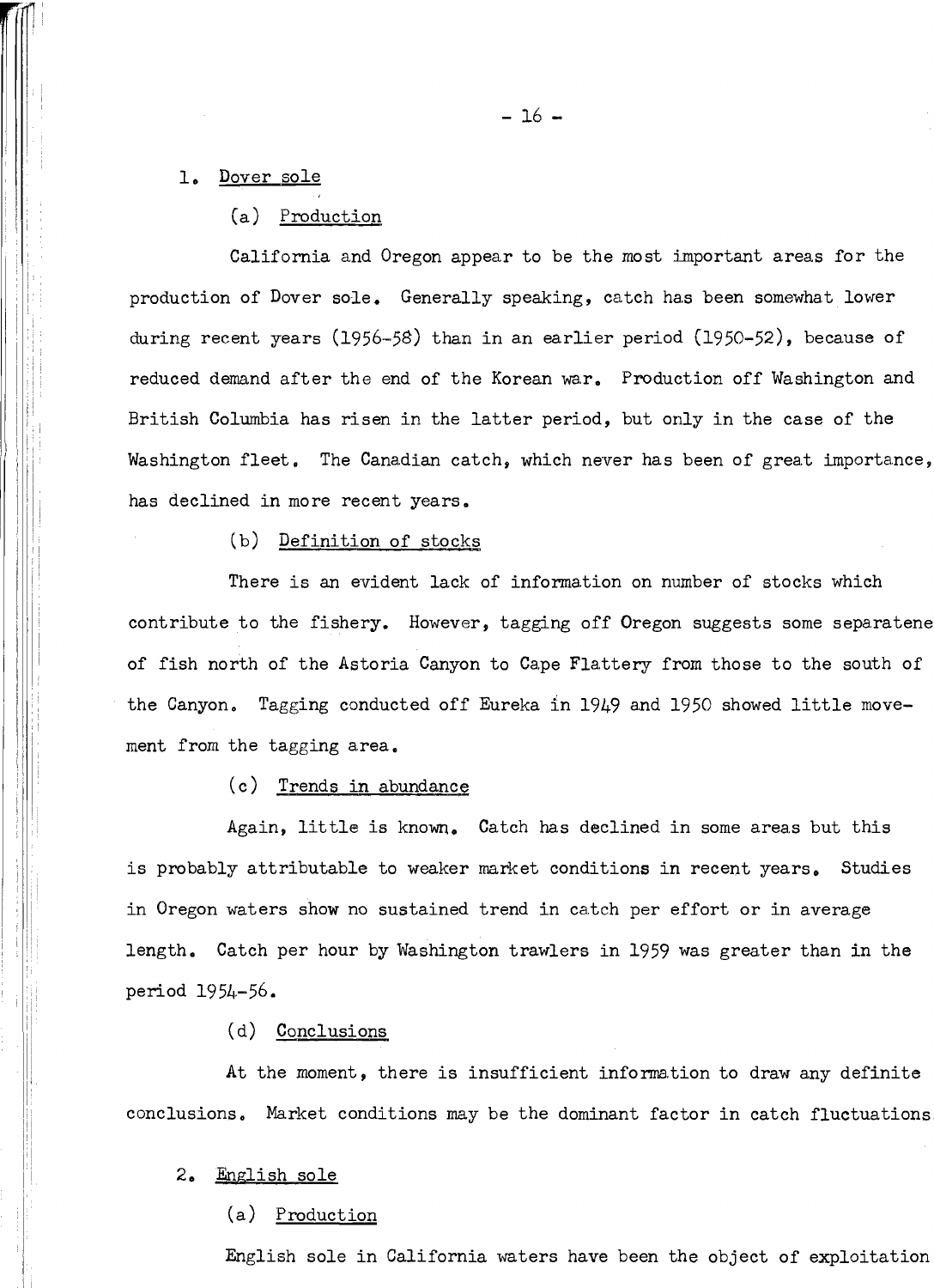1. Dover sole

(a) Production

California and Oregon appear to be the most important areas for the production of Dover sole. Generally speaking, catch has been somewhat lower during recent years (1956-58) than in an earlier period (1950-52), because of reduced demand after the end of the Korean war. Production off Washington and British Columbia has risen in the latter period, but only in the case of the Washington fleet. The Canadian catch, which never has been of great importance, has declined in more recent years.

(b) Definition of stocks

There is an evident lack of information on number of stocks which contribute to the fishery. However, tagging off Oregon suggests some separatene of fish north of the Astoria Canyon to Cape Flattery from those to the south of the Canyon. Tagging conducted off Eureka in 1949 and 1950 showed little movement from the tagging area.

(c) Trends in abundance

Again, little is known. Catch has declined in some areas but this is probably attributable to weaker market conditions in recent years. Studies in Oregon waters show no sustained trend in catch per effort or in average length. Catch per hour by Washington trawlers in 1959 was greater than in the period 1954-56.

(d) Conclusions

At the moment, there is insufficient information to draw any definite conclusions. Market conditions may be the dominant factor in catch fluctuations

2. English sole

(a) Production

English sole in California waters have been the object of exploitation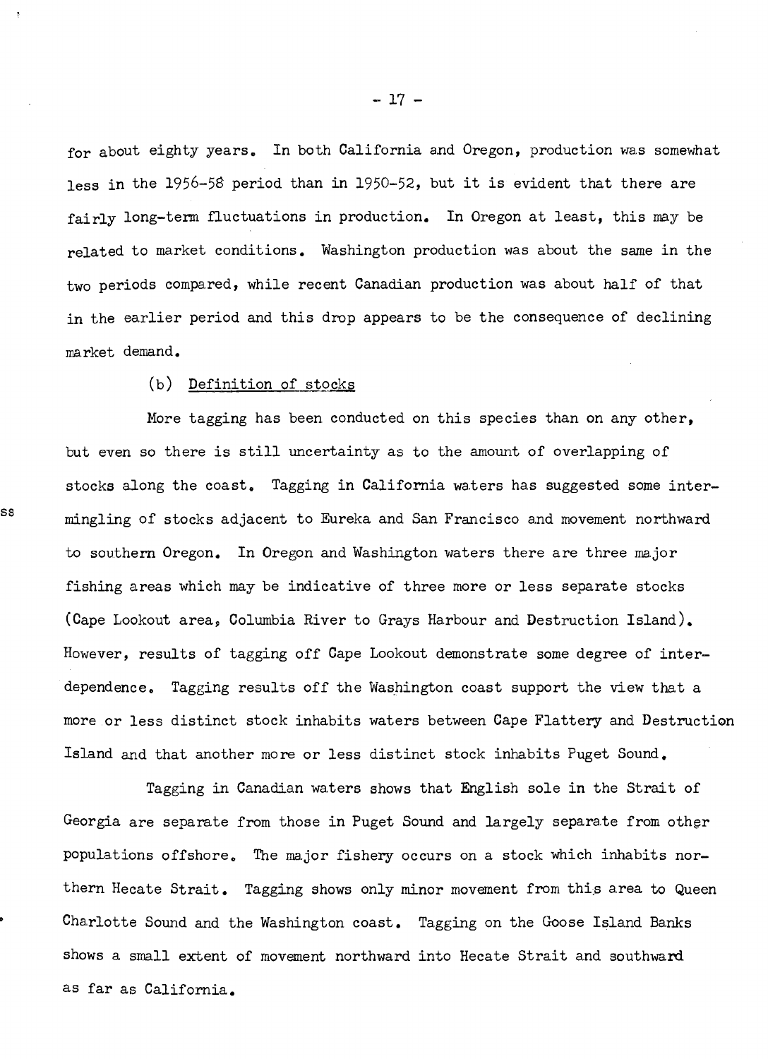for about eighty years. In both California and Oregon, production was somewhat less in the 1956-58 period than in 1950-52, but it is evident that there are fairly long-term fluctuations in production. In Oregon at least, this may be related to market conditions. Washington production was about the same in the two periods compared, while recent Canadian production was about half of that in the earlier period and this drop appears to be the consequence of declining market demand.

(b) Definition of stocks

More tagging has been conducted on this species than on any other, but even so there is still uncertainty as to the amount of overlapping of stocks along the coast. Tagging in California waters has suggested some intermingling of stocks adjacent to Eureka and San Francisco and movement northward to southern Oregon. In Oregon and Washington waters there are three major fishing areas which may be indicative of three more or less separate stocks (Cape Lookout area, Columbia River to Grays Harbour and Destruction Island). However, results of tagging off Cape Lookout demonstrate some degree of interdependence. Tagging results off the Washington coast support the view that a more or less distinct stock inhabits waters between Cape Flattery and Destruction Island and that another more or less distinct stock inhabits Puget Sound.

Tagging in Canadian waters shows that English sole in the Strait of Georgia are separate from those in Puget Sound and largely separate from other populations offshore. The major fishery occurs on a stock which inhabits northern Hecate Strait. Tagging shows only minor movement from this area to Queen Charlotte Sound and the Washington coast. Tagging on the Goose Island Banks shows a small extent of movement northward into Hecate Strait and southward as far as California.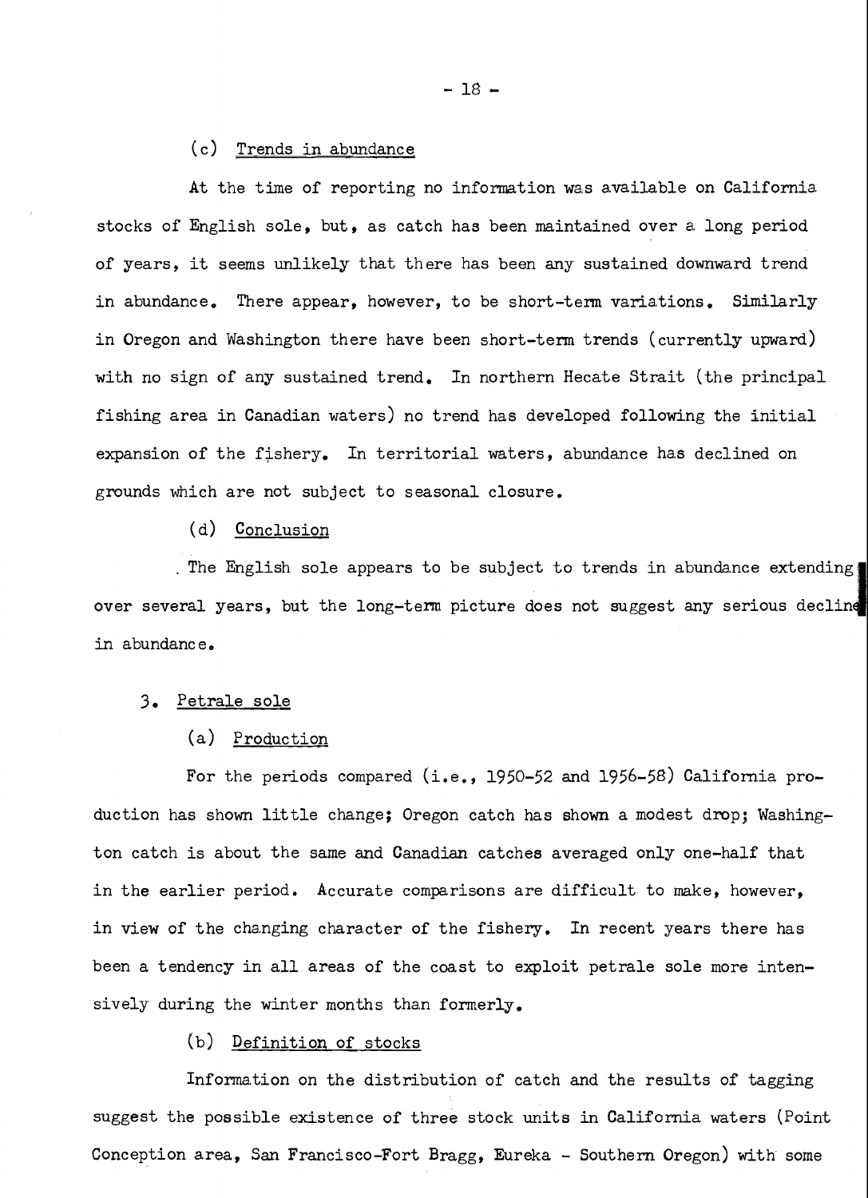(c) Trends in abundance

At the time of reporting no information was available on California stocks of English sole, but, as catch has been maintained over a long period of years, it seems unlikely that there has been any sustained downward trend in abundance. There appear, however, to be short-term variations. Similarly in Oregon and Washington there have been short-term trends (currently upward) with no sign of any sustained trend. In northern Hecate Strait (the principal fishing area in Canadian waters) no trend has developed following the initial expansion of the fishery. In territorial waters, abundance has declined on grounds which are not subject to seasonal closure.

(d) Conclusion

The English sole appears to be subject to trends in abundance extending over several years, but the long-term picture does not suggest any serious decline in abundance.

3. Petrale sole

(a) Production

For the periods compared (i.e., 1950-52 and 1956-58) California production has shown little change; Oregon catch has shown a modest drop; Washington catch is about the same and Canadian catches averaged only one-half that in the earlier period. Accurate comparisons are difficult to make, however, in view of the changing character of the fishery. In recent years there has been a tendency in all areas of the coast to exploit petrale sole more intensively during the winter months than formerly.

(b) Definition of stocks

Information on the distribution of catch and the results of tagging suggest the possible existence of three stock units in California waters (Point Conception area, San Francisco-Fort Bragg, Eureka - Southern Oregon) with some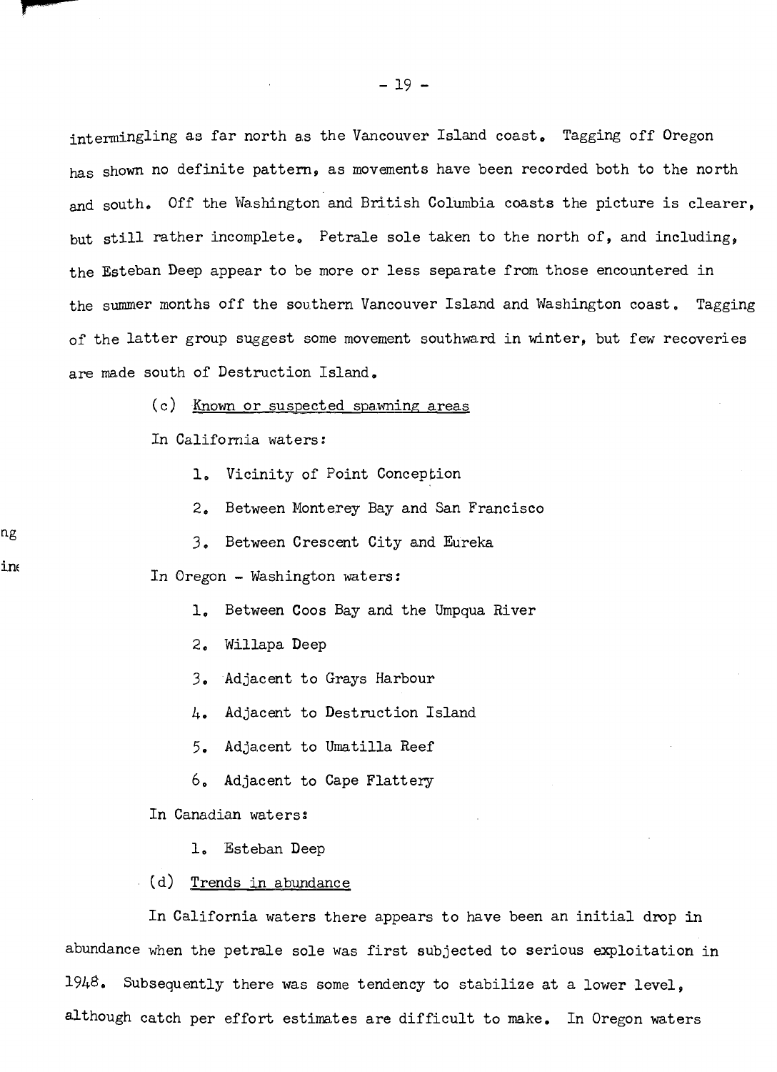intermingling as far north as the Vancouver Island coast. Tagging off Oregon has shown no definite pattern, as movements have been recorded both to the north and south. Off the Washington and British Columbia coasts the picture is clearer, but still rather incomplete. Petrale sole taken to the north of, and including, the Esteban Deep appear to be more or less separate from those encountered in the summer months off the southern Vancouver Island and Washington coast. Tagging of the latter group suggest some movement southward in winter, but few recoveries are made south of Destruction Island.

(c) Known or suspected spawning areas

In California waters:

1. Vicinity of Point Conception
2. Between Monterey Bay and San Francisco
3. Between Crescent City and Eureka

In Oregon - Washington waters:

1. Between Coos Bay and the Umpqua River
2. Willapa Deep
3. Adjacent to Grays Harbour
4. Adjacent to Destruction Island
5. Adjacent to Umatilla Reef
6. Adjacent to Cape Flattery

In Canadian waters:

1. Esteban Deep

(d) Trends in abundance

In California waters there appears to have been an initial drop in abundance when the petrale sole was first subjected to serious exploitation in 1948. Subsequently there was some tendency to stabilize at a lower level, although catch per effort estimates are difficult to make. In Oregon waters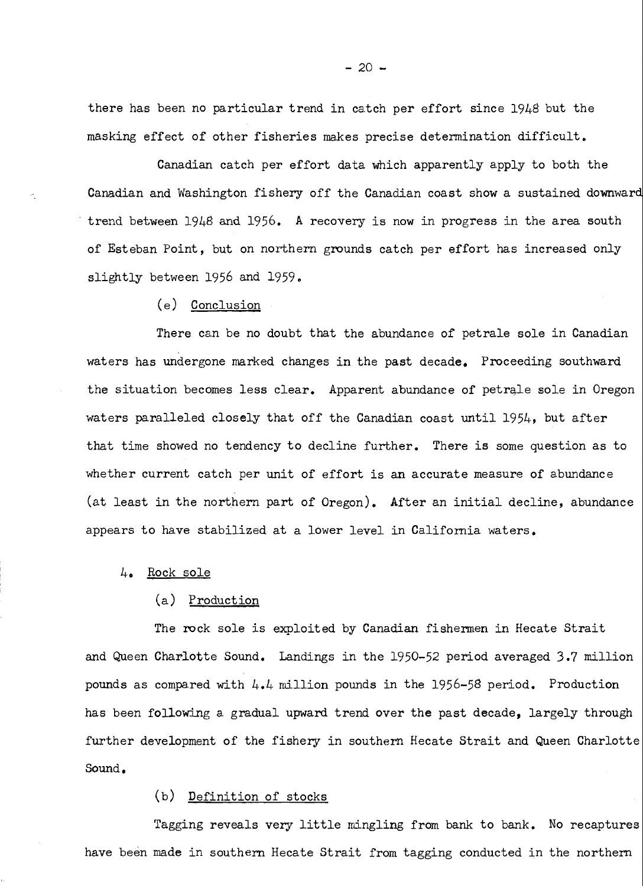there has been no particular trend in catch per effort since 1948 but the masking effect of other fisheries makes precise determination difficult.

Canadian catch per effort data which apparently apply to both the Canadian and Washington fishery off the Canadian coast show a sustained downward trend between 1948 and 1956. A recovery is now in progress in the area south of Esteban Point, but on northern grounds catch per effort has increased only slightly between 1956 and 1959.

(e) Conclusion

There can be no doubt that the abundance of petrale sole in Canadian waters has undergone marked changes in the past decade. Proceeding southward the situation becomes less clear. Apparent abundance of petrale sole in Oregon waters paralleled closely that off the Canadian coast until 1954, but after that time showed no tendency to decline further. There is some question as to whether current catch per unit of effort is an accurate measure of abundance (at least in the northern part of Oregon). After an initial decline, abundance appears to have stabilized at a lower level in California waters.

4. Rock sole

(a) Production

The rock sole is exploited by Canadian fishermen in Hecate Strait and Queen Charlotte Sound. Landings in the 1950-52 period averaged 3.7 million pounds as compared with 4.4 million pounds in the 1956-58 period. Production has been following a gradual upward trend over the past decade, largely through further development of the fishery in southern Hecate Strait and Queen Charlotte Sound.

(b) Definition of stocks

Tagging reveals very little mingling from bank to bank. No recaptures have been made in southern Hecate Strait from tagging conducted in the northern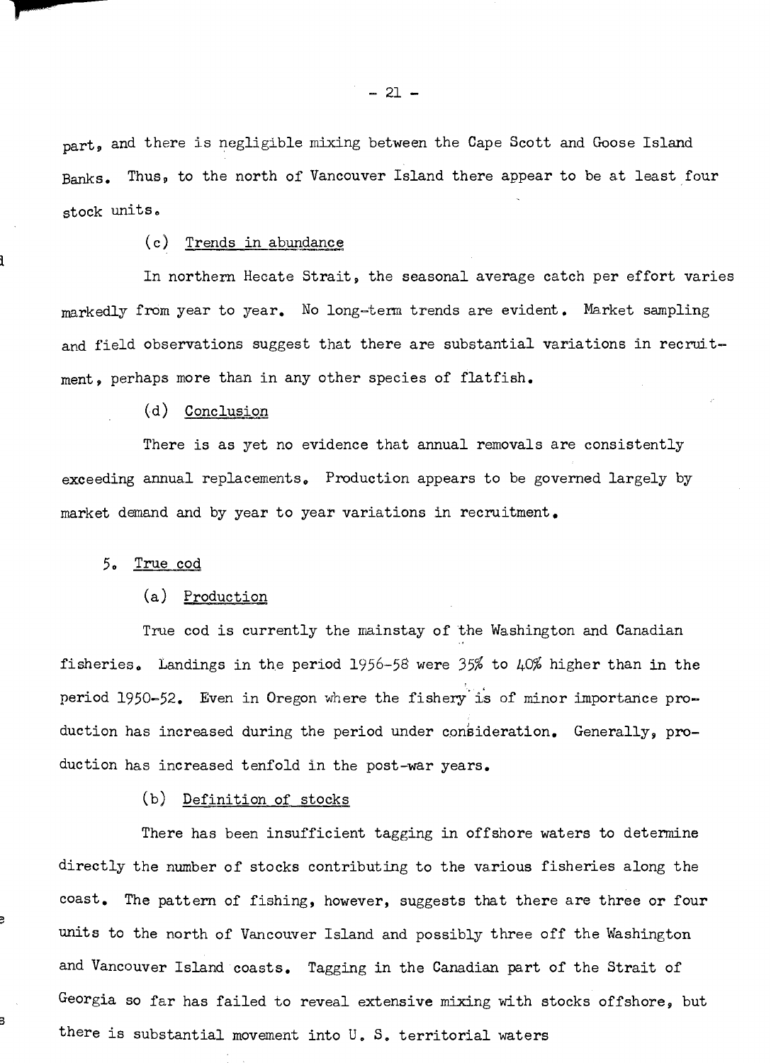part, and there is negligible mixing between the Cape Scott and Goose Island Banks. Thus, to the north of Vancouver Island there appear to be at least four stock units.

(c) Trends in abundance

In northern Hecate Strait, the seasonal average catch per effort varies markedly from year to year. No long-term trends are evident. Market sampling and field observations suggest that there are substantial variations in recruitment, perhaps more than in any other species of flatfish.

(d) Conclusion

There is as yet no evidence that annual removals are consistently exceeding annual replacements. Production appears to be governed largely by market demand and by year to year variations in recruitment.

5. True cod

(a) Production

True cod is currently the mainstay of the Washington and Canadian fisheries. Landings in the period 1956-58 were 35% to 40% higher than in the period 1950-52. Even in Oregon where the fishery is of minor importance production has increased during the period under consideration. Generally, production has increased tenfold in the post-war years.

(b) Definition of stocks

There has been insufficient tagging in offshore waters to determine directly the number of stocks contributing to the various fisheries along the coast. The pattern of fishing, however, suggests that there are three or four units to the north of Vancouver Island and possibly three off the Washington and Vancouver Island coasts. Tagging in the Canadian part of the Strait of Georgia so far has failed to reveal extensive mixing with stocks offshore, but there is substantial movement into U. S. territorial waters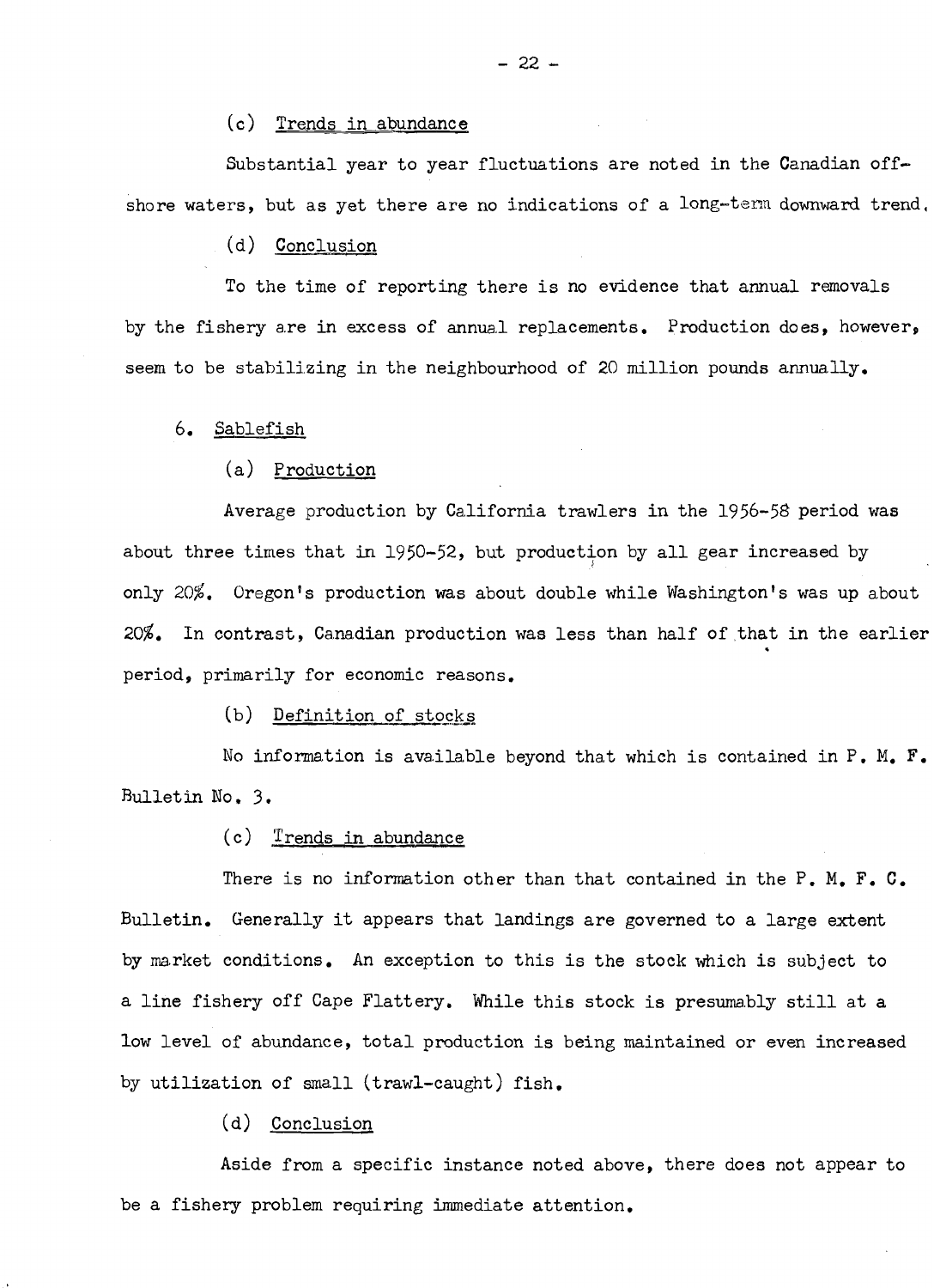(c) Trends in abundance

Substantial year to year fluctuations are noted in the Canadian offshore waters, but as yet there are no indications of a long-term downward trend.

(d) Conclusion

To the time of reporting there is no evidence that annual removals by the fishery are in excess of annual replacements. Production does, however, seem to be stabilizing in the neighbourhood of 20 million pounds annually.

## 6. Sablefish

(a) Production

Average production by California trawlers in the 1956-58 period was about three times that in 1950-52, but production by all gear increased by only 20%. Oregon's production was about double while Washington's was up about 20%. In contrast, Canadian production was less than half of that in the earlier period, primarily for economic reasons.

(b) Definition of stocks

No information is available beyond that which is contained in P. M. F. Bulletin No. 3.

(c) Trends in abundance

There is no information other than that contained in the P. M. F. C. Bulletin. Generally it appears that landings are governed to a large extent by market conditions. An exception to this is the stock which is subject to a line fishery off Cape Flattery. While this stock is presumably still at a low level of abundance, total production is being maintained or even increased by utilization of small (trawl-caught) fish.

(d) Conclusion

Aside from a specific instance noted above, there does not appear to be a fishery problem requiring immediate attention.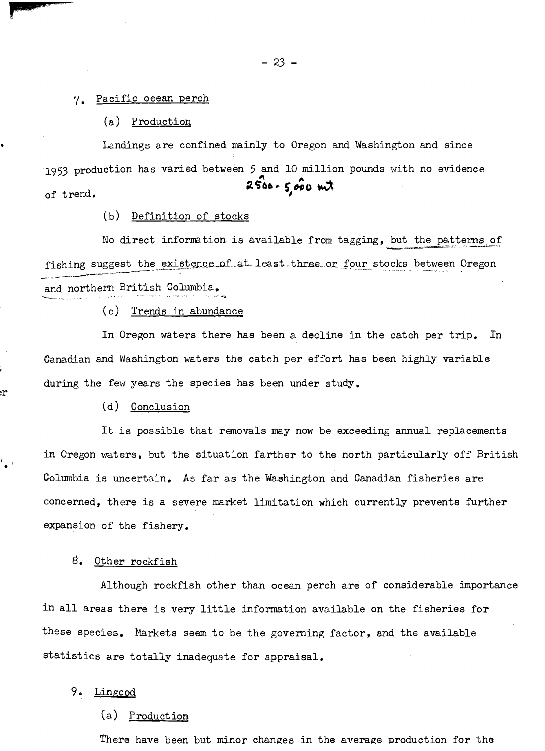7. Pacific ocean perch

(a) Production

Landings are confined mainly to Oregon and Washington and since 1953 production has varied between 5 and 10 million pounds with no evidence of trend. 2500 - 5,000 mt

(b) Definition of stocks

No direct information is available from tagging, but the patterns of fishing suggest the existence of at least three or four stocks between Oregon and northern British Columbia.

(c) Trends in abundance

In Oregon waters there has been a decline in the catch per trip. In Canadian and Washington waters the catch per effort has been highly variable during the few years the species has been under study.

(d) Conclusion

It is possible that removals may now be exceeding annual replacements in Oregon waters, but the situation farther to the north particularly off British Columbia is uncertain. As far as the Washington and Canadian fisheries are concerned, there is a severe market limitation which currently prevents further expansion of the fishery.

8. Other rockfish

Although rockfish other than ocean perch are of considerable importance in all areas there is very little information available on the fisheries for these species. Markets seem to be the governing factor, and the available statistics are totally inadequate for appraisal.

9. Lingcod

(a) Production

There have been but minor changes in the average production for the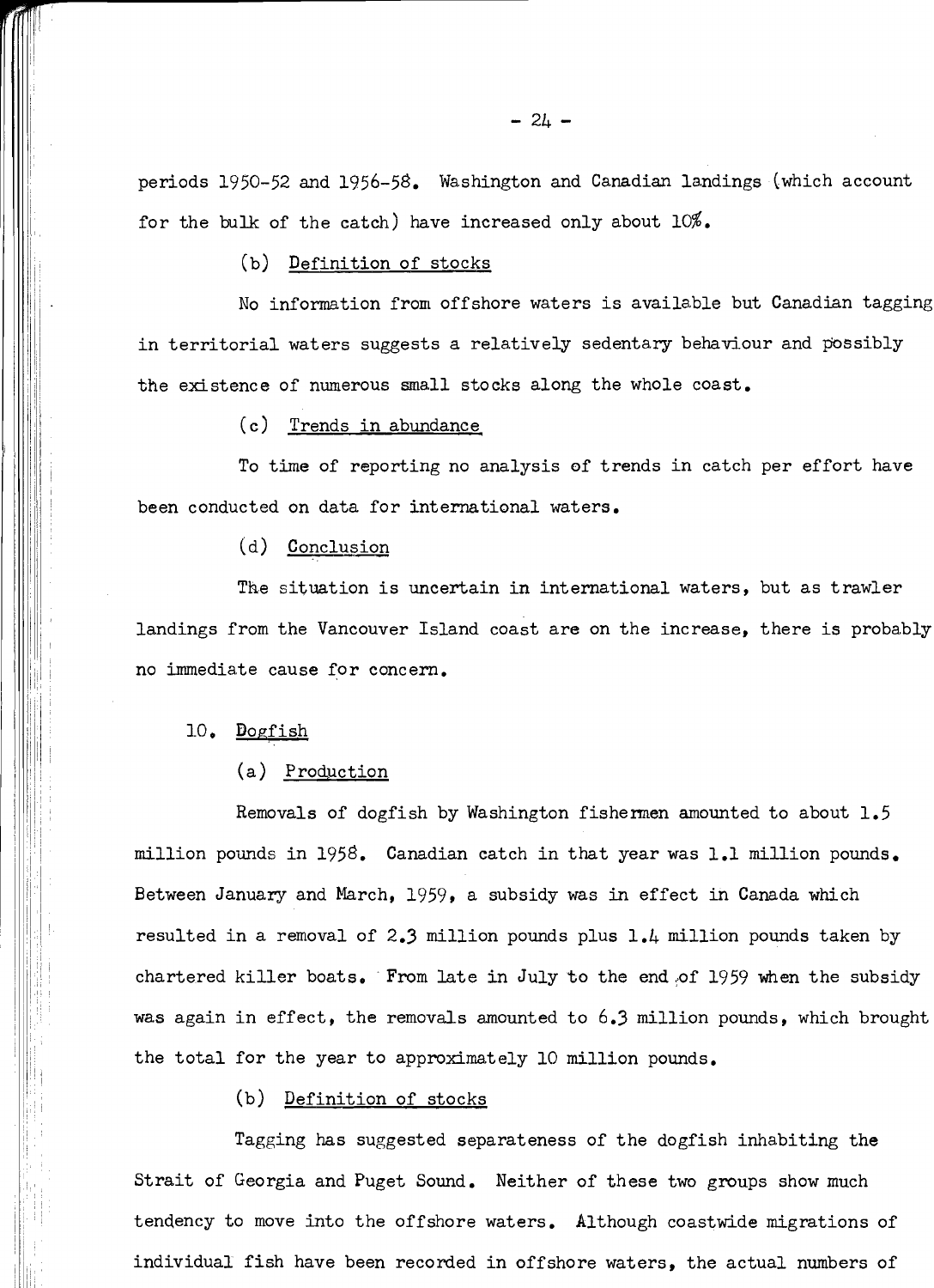periods 1950-52 and 1956-58. Washington and Canadian landings (which account for the bulk of the catch) have increased only about 10%.

(b) Definition of stocks

No information from offshore waters is available but Canadian tagging in territorial waters suggests a relatively sedentary behaviour and possibly the existence of numerous small stocks along the whole coast.

(c) Trends in abundance

To time of reporting no analysis of trends in catch per effort have been conducted on data for international waters.

(d) Conclusion

The situation is uncertain in international waters, but as trawler landings from the Vancouver Island coast are on the increase, there is probably no immediate cause for concern.

10. Dogfish

(a) Production

Removals of dogfish by Washington fishermen amounted to about 1.5 million pounds in 1958. Canadian catch in that year was 1.1 million pounds. Between January and March, 1959, a subsidy was in effect in Canada which resulted in a removal of 2.3 million pounds plus 1.4 million pounds taken by chartered killer boats. From late in July to the end of 1959 when the subsidy was again in effect, the removals amounted to 6.3 million pounds, which brought the total for the year to approximately 10 million pounds.

(b) Definition of stocks

Tagging has suggested separateness of the dogfish inhabiting the Strait of Georgia and Puget Sound. Neither of these two groups show much tendency to move into the offshore waters. Although coastwide migrations of individual fish have been recorded in offshore waters, the actual numbers of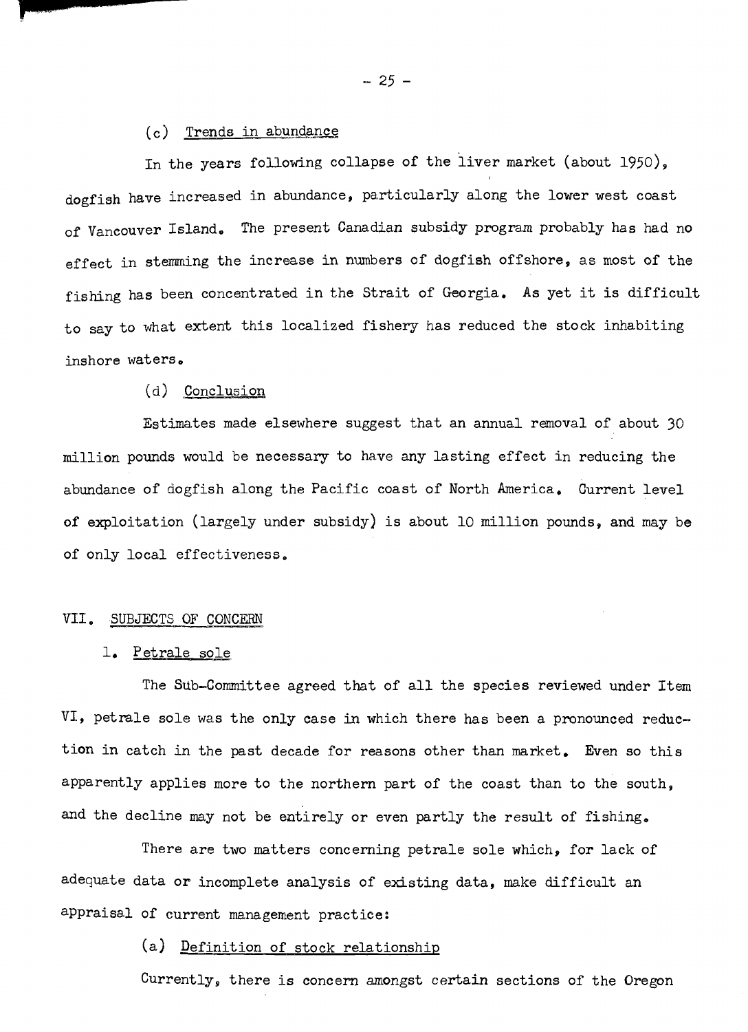(c) Trends in abundance

In the years following collapse of the liver market (about 1950), dogfish have increased in abundance, particularly along the lower west coast of Vancouver Island. The present Canadian subsidy program probably has had no effect in stemming the increase in numbers of dogfish offshore, as most of the fishing has been concentrated in the Strait of Georgia. As yet it is difficult to say to what extent this localized fishery has reduced the stock inhabiting inshore waters.

(d) Conclusion

Estimates made elsewhere suggest that an annual removal of about 30 million pounds would be necessary to have any lasting effect in reducing the abundance of dogfish along the Pacific coast of North America. Current level of exploitation (largely under subsidy) is about 10 million pounds, and may be of only local effectiveness.

## VII. SUBJECTS OF CONCERN

### 1. Petrale sole

The Sub-Committee agreed that of all the species reviewed under Item VI, petrale sole was the only case in which there has been a pronounced reduction in catch in the past decade for reasons other than market. Even so this apparently applies more to the northern part of the coast than to the south, and the decline may not be entirely or even partly the result of fishing.

There are two matters concerning petrale sole which, for lack of adequate data or incomplete analysis of existing data, make difficult an appraisal of current management practice:

(a) Definition of stock relationship

Currently, there is concern amongst certain sections of the Oregon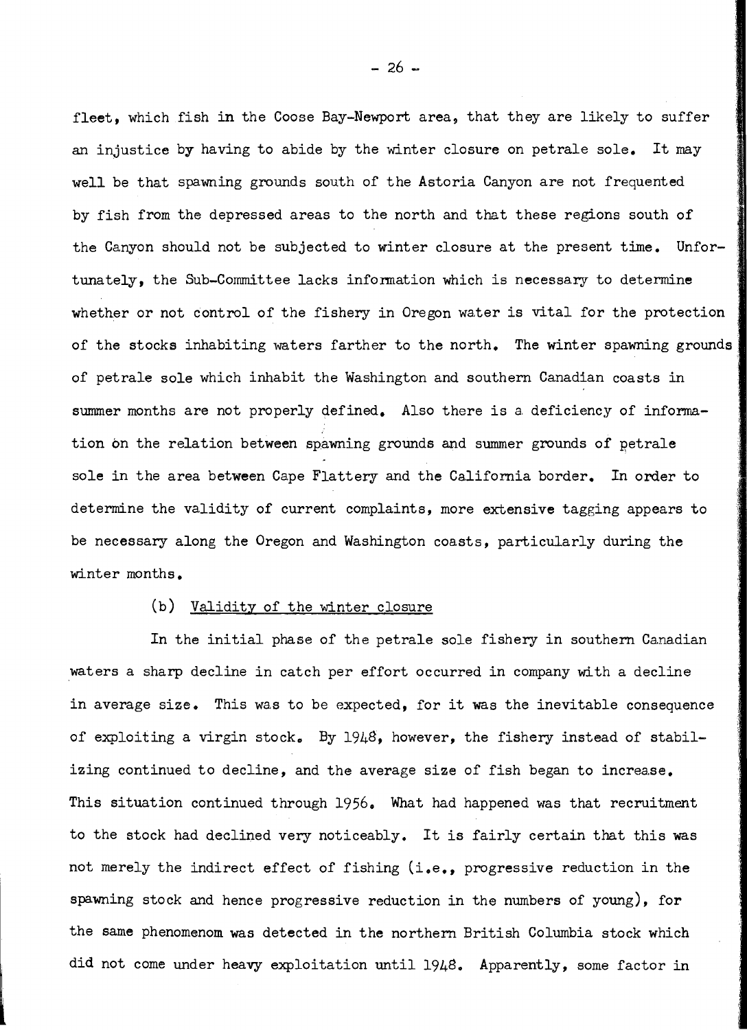fleet, which fish in the Coose Bay-Newport area, that they are likely to suffer an injustice by having to abide by the winter closure on petrale sole. It may well be that spawning grounds south of the Astoria Canyon are not frequented by fish from the depressed areas to the north and that these regions south of the Canyon should not be subjected to winter closure at the present time. Unfortunately, the Sub-Committee lacks information which is necessary to determine whether or not control of the fishery in Oregon water is vital for the protection of the stocks inhabiting waters farther to the north. The winter spawning grounds of petrale sole which inhabit the Washington and southern Canadian coasts in summer months are not properly defined. Also there is a deficiency of information on the relation between spawning grounds and summer grounds of petrale sole in the area between Cape Flattery and the California border. In order to determine the validity of current complaints, more extensive tagging appears to be necessary along the Oregon and Washington coasts, particularly during the winter months.

(b) Validity of the winter closure

In the initial phase of the petrale sole fishery in southern Canadian waters a sharp decline in catch per effort occurred in company with a decline in average size. This was to be expected, for it was the inevitable consequence of exploiting a virgin stock. By 1948, however, the fishery instead of stabilizing continued to decline, and the average size of fish began to increase. This situation continued through 1956. What had happened was that recruitment to the stock had declined very noticeably. It is fairly certain that this was not merely the indirect effect of fishing (i.e., progressive reduction in the spawning stock and hence progressive reduction in the numbers of young), for the same phenomenom was detected in the northern British Columbia stock which did not come under heavy exploitation until 1948. Apparently, some factor in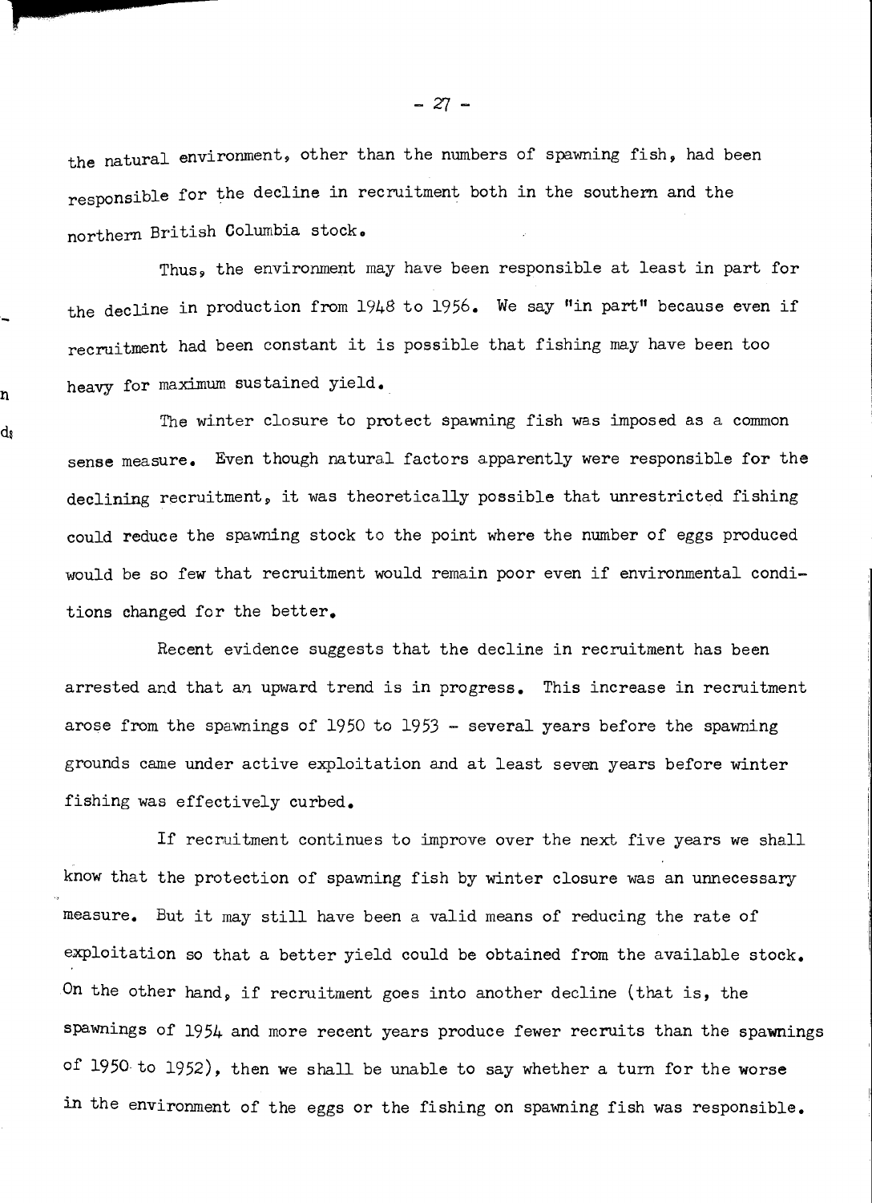the natural environment, other than the numbers of spawning fish, had been responsible for the decline in recruitment both in the southern and the northern British Columbia stock.

Thus, the environment may have been responsible at least in part for the decline in production from 1948 to 1956. We say "in part" because even if recruitment had been constant it is possible that fishing may have been too heavy for maximum sustained yield.

The winter closure to protect spawning fish was imposed as a common sense measure. Even though natural factors apparently were responsible for the declining recruitment, it was theoretically possible that unrestricted fishing could reduce the spawning stock to the point where the number of eggs produced would be so few that recruitment would remain poor even if environmental conditions changed for the better.

Recent evidence suggests that the decline in recruitment has been arrested and that an upward trend is in progress. This increase in recruitment arose from the spawnings of 1950 to 1953 - several years before the spawning grounds came under active exploitation and at least seven years before winter fishing was effectively curbed.

If recruitment continues to improve over the next five years we shall know that the protection of spawning fish by winter closure was an unnecessary measure. But it may still have been a valid means of reducing the rate of exploitation so that a better yield could be obtained from the available stock. On the other hand, if recruitment goes into another decline (that is, the spawnings of 1954 and more recent years produce fewer recruits than the spawnings of 1950 to 1952), then we shall be unable to say whether a turn for the worse in the environment of the eggs or the fishing on spawning fish was responsible.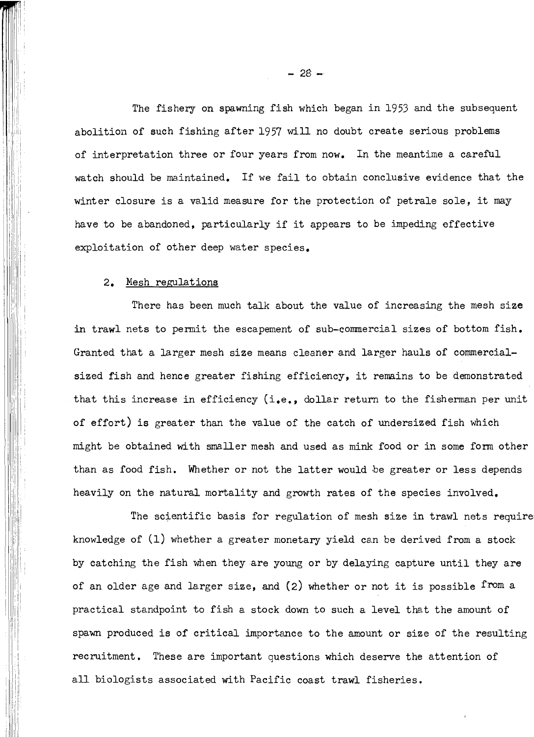The fishery on spawning fish which began in 1953 and the subsequent abolition of such fishing after 1957 will no doubt create serious problems of interpretation three or four years from now. In the meantime a careful watch should be maintained. If we fail to obtain conclusive evidence that the winter closure is a valid measure for the protection of petrale sole, it may have to be abandoned, particularly if it appears to be impeding effective exploitation of other deep water species.

2. Mesh regulations

There has been much talk about the value of increasing the mesh size in trawl nets to permit the escapement of sub-commercial sizes of bottom fish. Granted that a larger mesh size means cleaner and larger hauls of commercial-sized fish and hence greater fishing efficiency, it remains to be demonstrated that this increase in efficiency (i.e., dollar return to the fisherman per unit of effort) is greater than the value of the catch of undersized fish which might be obtained with smaller mesh and used as mink food or in some form other than as food fish. Whether or not the latter would be greater or less depends heavily on the natural mortality and growth rates of the species involved.

The scientific basis for regulation of mesh size in trawl nets requires knowledge of (1) whether a greater monetary yield can be derived from a stock by catching the fish when they are young or by delaying capture until they are of an older age and larger size, and (2) whether or not it is possible from a practical standpoint to fish a stock down to such a level that the amount of spawn produced is of critical importance to the amount or size of the resulting recruitment. These are important questions which deserve the attention of all biologists associated with Pacific coast trawl fisheries.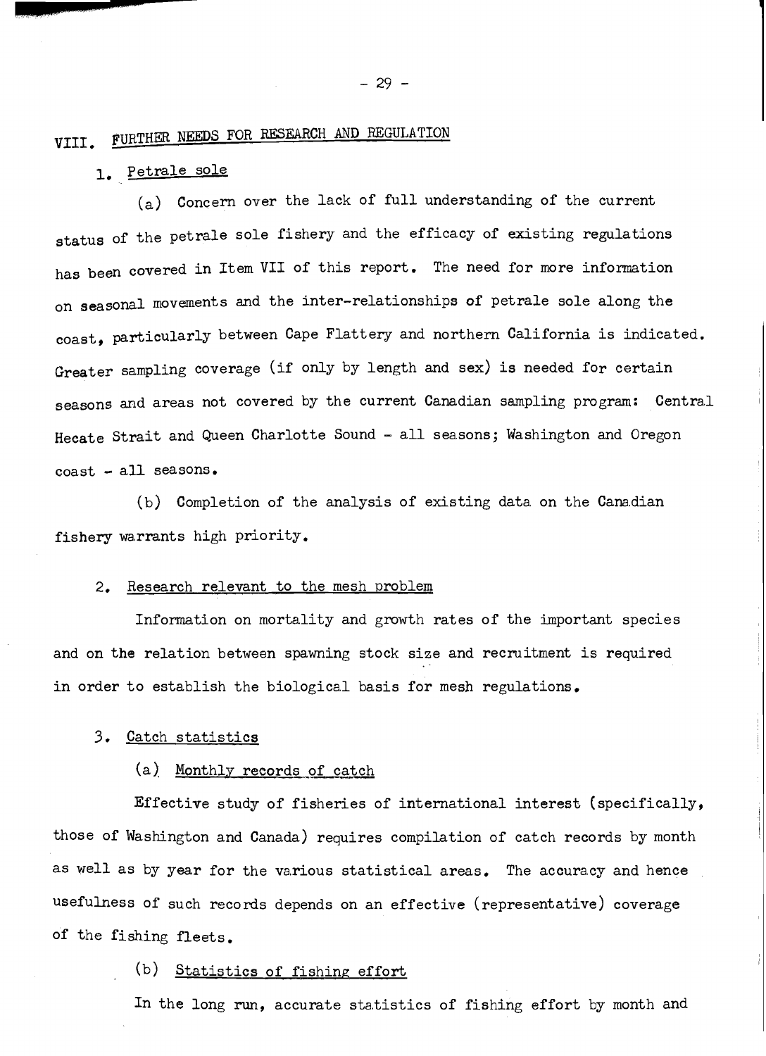## VIII. FURTHER NEEDS FOR RESEARCH AND REGULATION

### 1. Petrale sole

(a) Concern over the lack of full understanding of the current status of the petrale sole fishery and the efficacy of existing regulations has been covered in Item VII of this report. The need for more information on seasonal movements and the inter-relationships of petrale sole along the coast, particularly between Cape Flattery and northern California is indicated. Greater sampling coverage (if only by length and sex) is needed for certain seasons and areas not covered by the current Canadian sampling program: Central Hecate Strait and Queen Charlotte Sound - all seasons; Washington and Oregon coast - all seasons.

(b) Completion of the analysis of existing data on the Canadian fishery warrants high priority.

### 2. Research relevant to the mesh problem

Information on mortality and growth rates of the important species and on the relation between spawning stock size and recruitment is required in order to establish the biological basis for mesh regulations.

### 3. Catch statistics

#### (a) Monthly records of catch

Effective study of fisheries of international interest (specifically, those of Washington and Canada) requires compilation of catch records by month as well as by year for the various statistical areas. The accuracy and hence usefulness of such records depends on an effective (representative) coverage of the fishing fleets.

#### (b) Statistics of fishing effort

In the long run, accurate statistics of fishing effort by month and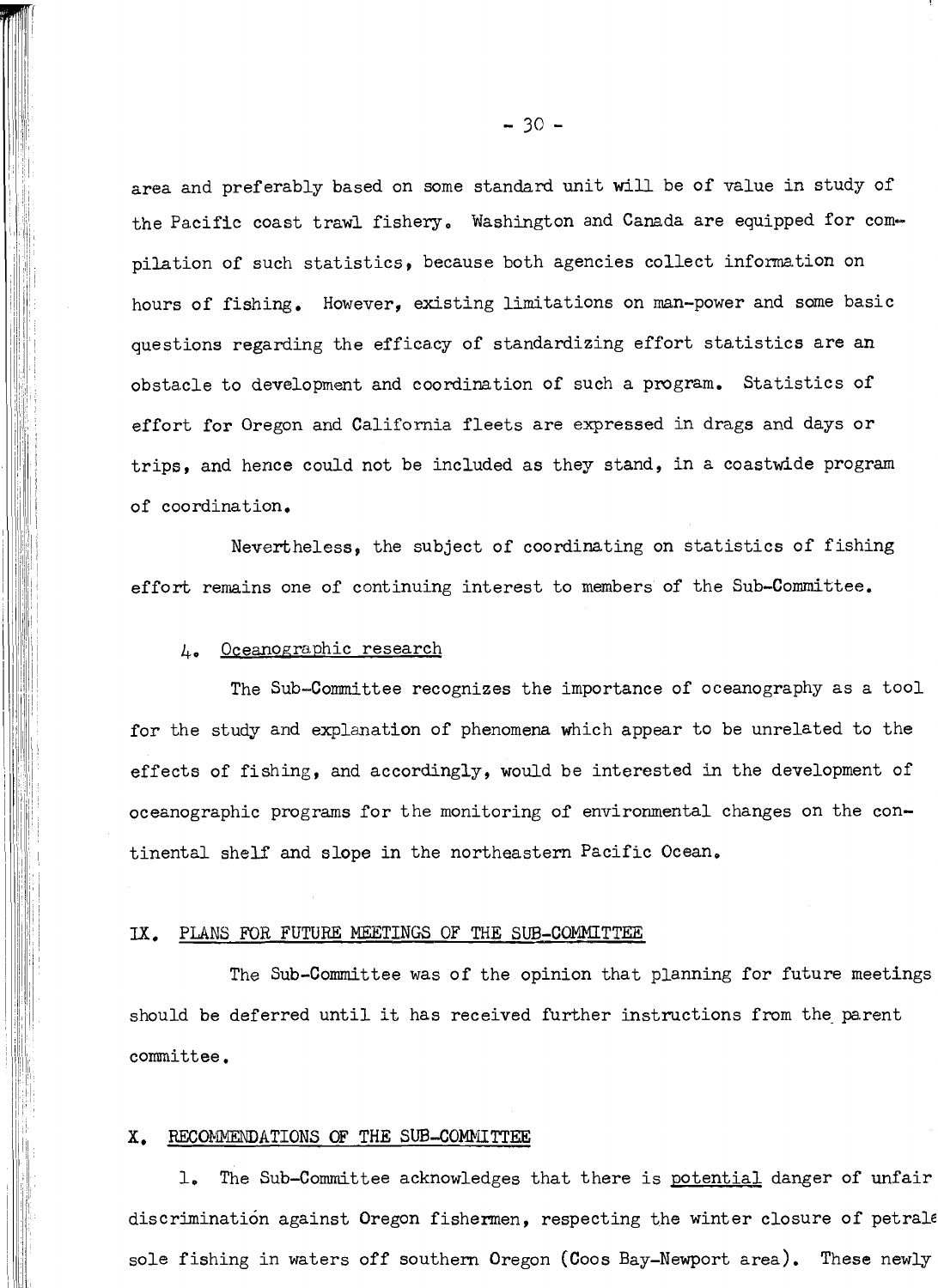area and preferably based on some standard unit will be of value in study of the Pacific coast trawl fishery. Washington and Canada are equipped for compilation of such statistics, because both agencies collect information on hours of fishing. However, existing limitations on man-power and some basic questions regarding the efficacy of standardizing effort statistics are an obstacle to development and coordination of such a program. Statistics of effort for Oregon and California fleets are expressed in drags and days or trips, and hence could not be included as they stand, in a coastwide program of coordination.

Nevertheless, the subject of coordinating on statistics of fishing effort remains one of continuing interest to members of the Sub-Committee.

4. Oceanographic research

The Sub-Committee recognizes the importance of oceanography as a tool for the study and explanation of phenomena which appear to be unrelated to the effects of fishing, and accordingly, would be interested in the development of oceanographic programs for the monitoring of environmental changes on the continental shelf and slope in the northeastern Pacific Ocean.

## IX. PLANS FOR FUTURE MEETINGS OF THE SUB-COMMITTEE

The Sub-Committee was of the opinion that planning for future meetings should be deferred until it has received further instructions from the parent committee.

## X. RECOMMENDATIONS OF THE SUB-COMMITTEE

1. The Sub-Committee acknowledges that there is potential danger of unfair discrimination against Oregon fishermen, respecting the winter closure of petrale sole fishing in waters off southern Oregon (Coos Bay-Newport area). These newly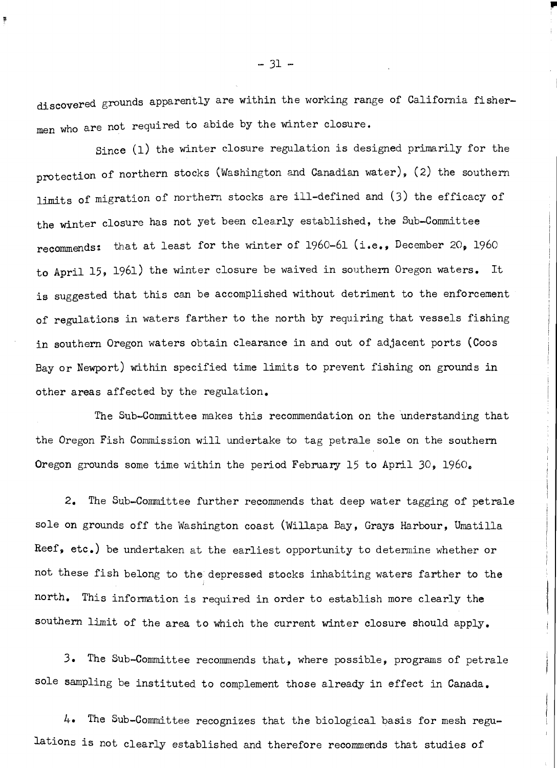discovered grounds apparently are within the working range of California fishermen who are not required to abide by the winter closure.

Since (1) the winter closure regulation is designed primarily for the protection of northern stocks (Washington and Canadian water), (2) the southern limits of migration of northern stocks are ill-defined and (3) the efficacy of the winter closure has not yet been clearly established, the Sub-Committee recommends: that at least for the winter of 1960-61 (i.e., December 20, 1960 to April 15, 1961) the winter closure be waived in southern Oregon waters. It is suggested that this can be accomplished without detriment to the enforcement of regulations in waters farther to the north by requiring that vessels fishing in southern Oregon waters obtain clearance in and out of adjacent ports (Coos Bay or Newport) within specified time limits to prevent fishing on grounds in other areas affected by the regulation.

The Sub-Committee makes this recommendation on the understanding that the Oregon Fish Commission will undertake to tag petrale sole on the southern Oregon grounds some time within the period February 15 to April 30, 1960.

2. The Sub-Committee further recommends that deep water tagging of petrale sole on grounds off the Washington coast (Willapa Bay, Grays Harbour, Umatilla Reef, etc.) be undertaken at the earliest opportunity to determine whether or not these fish belong to the depressed stocks inhabiting waters farther to the north. This information is required in order to establish more clearly the southern limit of the area to which the current winter closure should apply.

3. The Sub-Committee recommends that, where possible, programs of petrale sole sampling be instituted to complement those already in effect in Canada.

4. The Sub-Committee recognizes that the biological basis for mesh regulations is not clearly established and therefore recommends that studies of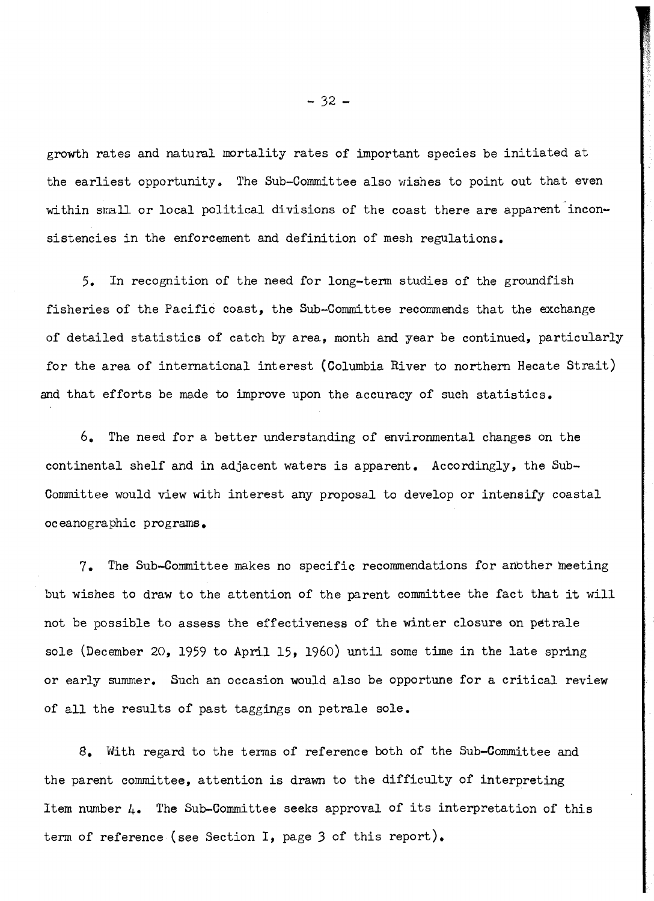growth rates and natural mortality rates of important species be initiated at the earliest opportunity. The Sub-Committee also wishes to point out that even within small or local political divisions of the coast there are apparent inconsistencies in the enforcement and definition of mesh regulations.

5. In recognition of the need for long-term studies of the groundfish fisheries of the Pacific coast, the Sub-Committee recommends that the exchange of detailed statistics of catch by area, month and year be continued, particularly for the area of international interest (Columbia River to northern Hecate Strait) and that efforts be made to improve upon the accuracy of such statistics.

6. The need for a better understanding of environmental changes on the continental shelf and in adjacent waters is apparent. Accordingly, the Sub-Committee would view with interest any proposal to develop or intensify coastal oceanographic programs.

7. The Sub-Committee makes no specific recommendations for another meeting but wishes to draw to the attention of the parent committee the fact that it will not be possible to assess the effectiveness of the winter closure on petrale sole (December 20, 1959 to April 15, 1960) until some time in the late spring or early summer. Such an occasion would also be opportune for a critical review of all the results of past taggings on petrale sole.

8. With regard to the terms of reference both of the Sub-Committee and the parent committee, attention is drawn to the difficulty of interpreting Item number 4. The Sub-Committee seeks approval of its interpretation of this term of reference (see Section I, page 3 of this report).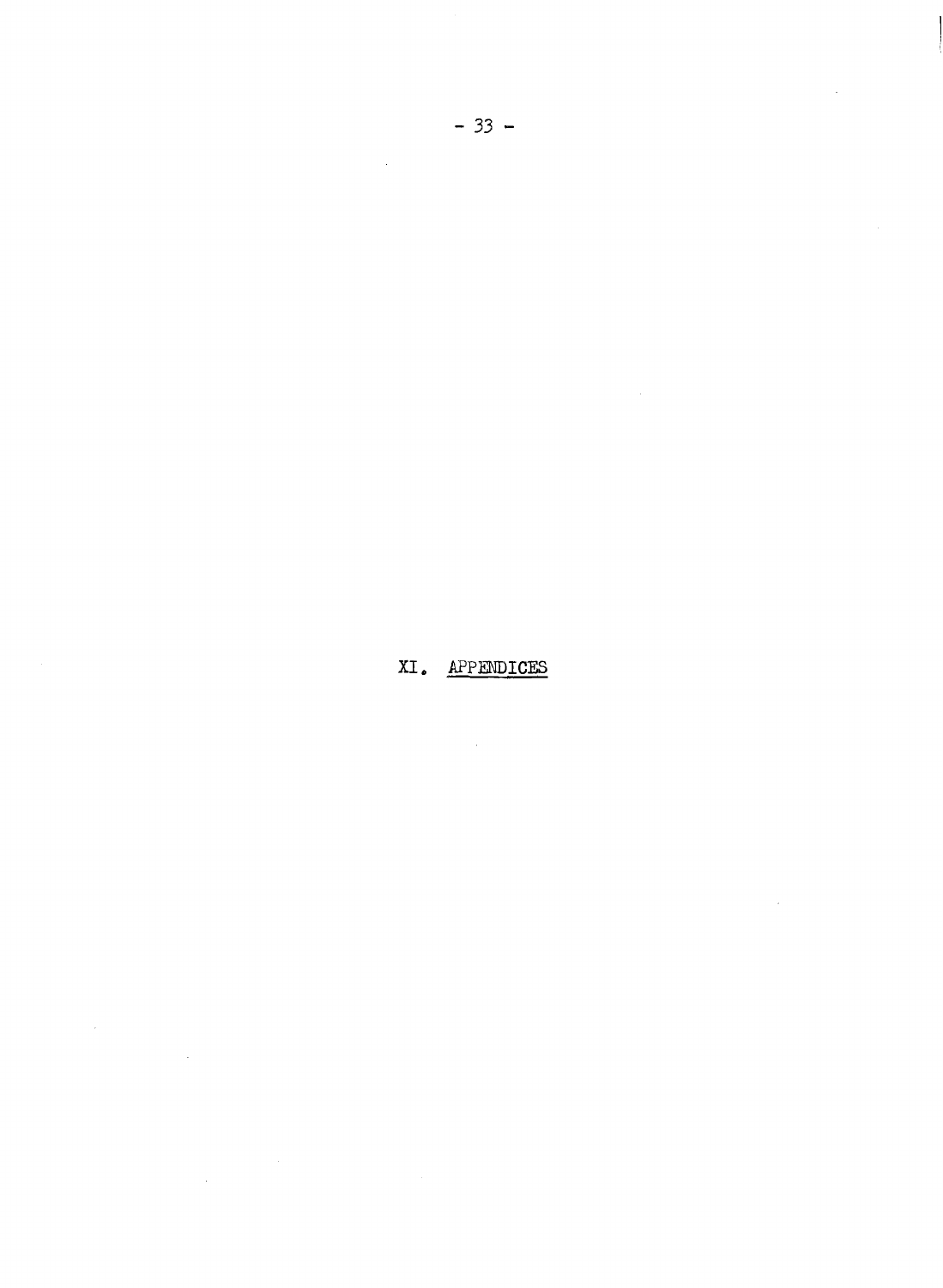# XI. APPENDICES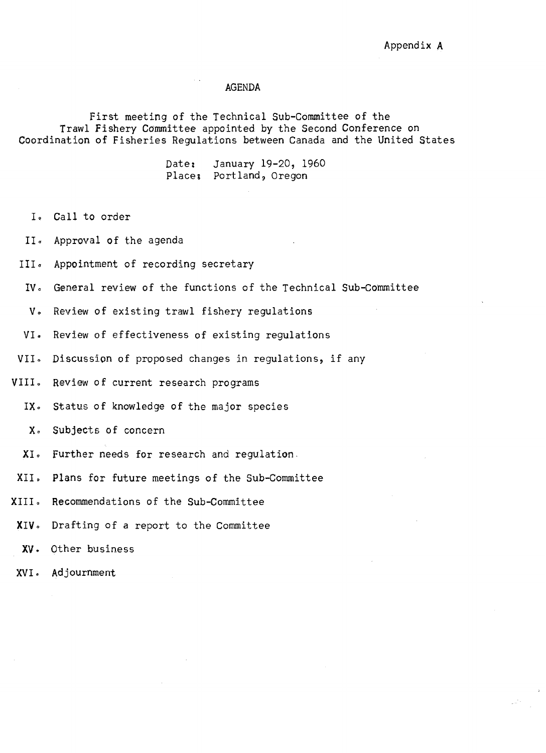Appendix A

# AGENDA

First meeting of the Technical Sub-Committee of the Trawl Fishery Committee appointed by the Second Conference on Coordination of Fisheries Regulations between Canada and the United States

Date: January 19-20, 1960
Place: Portland, Oregon

I. Call to order

II. Approval of the agenda

III. Appointment of recording secretary

IV. General review of the functions of the Technical Sub-Committee

V. Review of existing trawl fishery regulations

VI. Review of effectiveness of existing regulations

VII. Discussion of proposed changes in regulations, if any

VIII. Review of current research programs

IX. Status of knowledge of the major species

X. Subjects of concern

XI. Further needs for research and regulation.

XII. Plans for future meetings of the Sub-Committee

XIII. Recommendations of the Sub-Committee

XIV. Drafting of a report to the Committee

XV. Other business

XVI. Adjournment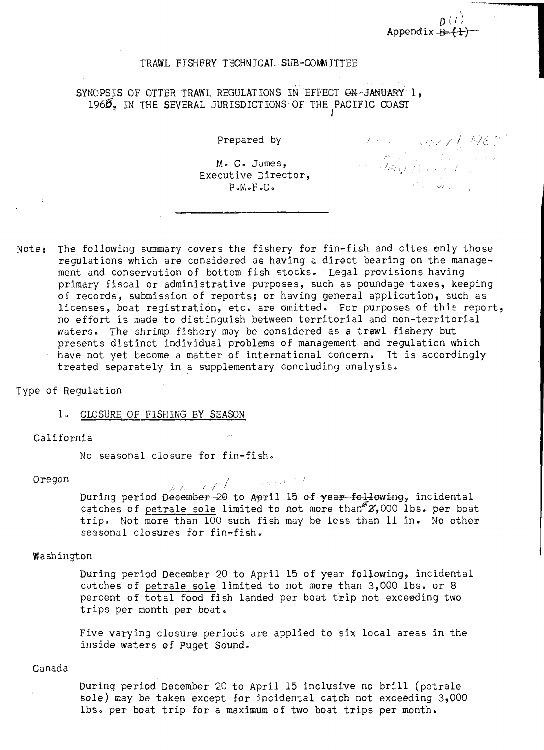Appendix D (1)

TRAWL FISHERY TECHNICAL SUB-COMMITTEE

SYNOPSIS OF OTTER TRAWL REGULATIONS IN EFFECT JANUARY 1, 1968, IN THE SEVERAL JURISDICTIONS OF THE PACIFIC COAST

Prepared by

M. C. James,
Executive Director,
P.M.F.C.

---

Note: The following summary covers the fishery for fin-fish and cites only those regulations which are considered as having a direct bearing on the management and conservation of bottom fish stocks. Legal provisions having primary fiscal or administrative purposes, such as poundage taxes, keeping of records, submission of reports; or having general application, such as licenses, boat registration, etc. are omitted. For purposes of this report, no effort is made to distinguish between territorial and non-territorial waters. The shrimp fishery may be considered as a trawl fishery but presents distinct individual problems of management and regulation which have not yet become a matter of international concern. It is accordingly treated separately in a supplementary concluding analysis.

Type of Regulation

1. CLOSURE OF FISHING BY SEASON

California

No seasonal closure for fin-fish.

Oregon

During period January 1 to April 15, incidental catches of petrale sole limited to not more than 3,000 lbs. per boat trip. Not more than 100 such fish may be less than 11 in. No other seasonal closures for fin-fish.

Washington

During period December 20 to April 15 of year following, incidental catches of petrale sole limited to not more than 3,000 lbs. or 8 percent of total food fish landed per boat trip not exceeding two trips per month per boat.

Five varying closure periods are applied to six local areas in the inside waters of Puget Sound.

Canada

During period December 20 to April 15 inclusive no brill (petrale sole) may be taken except for incidental catch not exceeding 3,000 lbs. per boat trip for a maximum of two boat trips per month.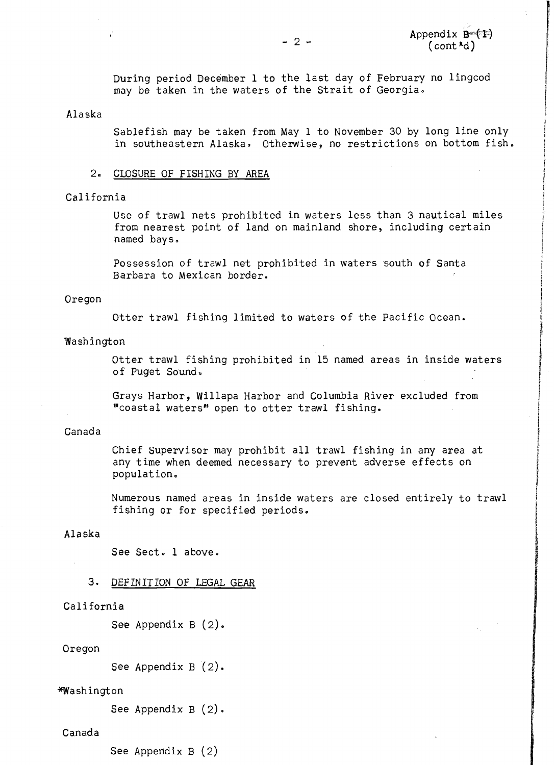During period December 1 to the last day of February no lingcod may be taken in the waters of the Strait of Georgia.

Alaska

Sablefish may be taken from May 1 to November 30 by long line only in southeastern Alaska. Otherwise, no restrictions on bottom fish.

2. CLOSURE OF FISHING BY AREA

California

Use of trawl nets prohibited in waters less than 3 nautical miles from nearest point of land on mainland shore, including certain named bays.

Possession of trawl net prohibited in waters south of Santa Barbara to Mexican border.

Oregon

Otter trawl fishing limited to waters of the Pacific Ocean.

Washington

Otter trawl fishing prohibited in 15 named areas in inside waters of Puget Sound.

Grays Harbor, Willapa Harbor and Columbia River excluded from "coastal waters" open to otter trawl fishing.

Canada

Chief Supervisor may prohibit all trawl fishing in any area at any time when deemed necessary to prevent adverse effects on population.

Numerous named areas in inside waters are closed entirely to trawl fishing or for specified periods.

Alaska

See Sect. 1 above.

3. DEFINITION OF LEGAL GEAR

California

See Appendix B (2).

Oregon

See Appendix B (2).

*Washington

See Appendix B (2).

Canada

See Appendix B (2)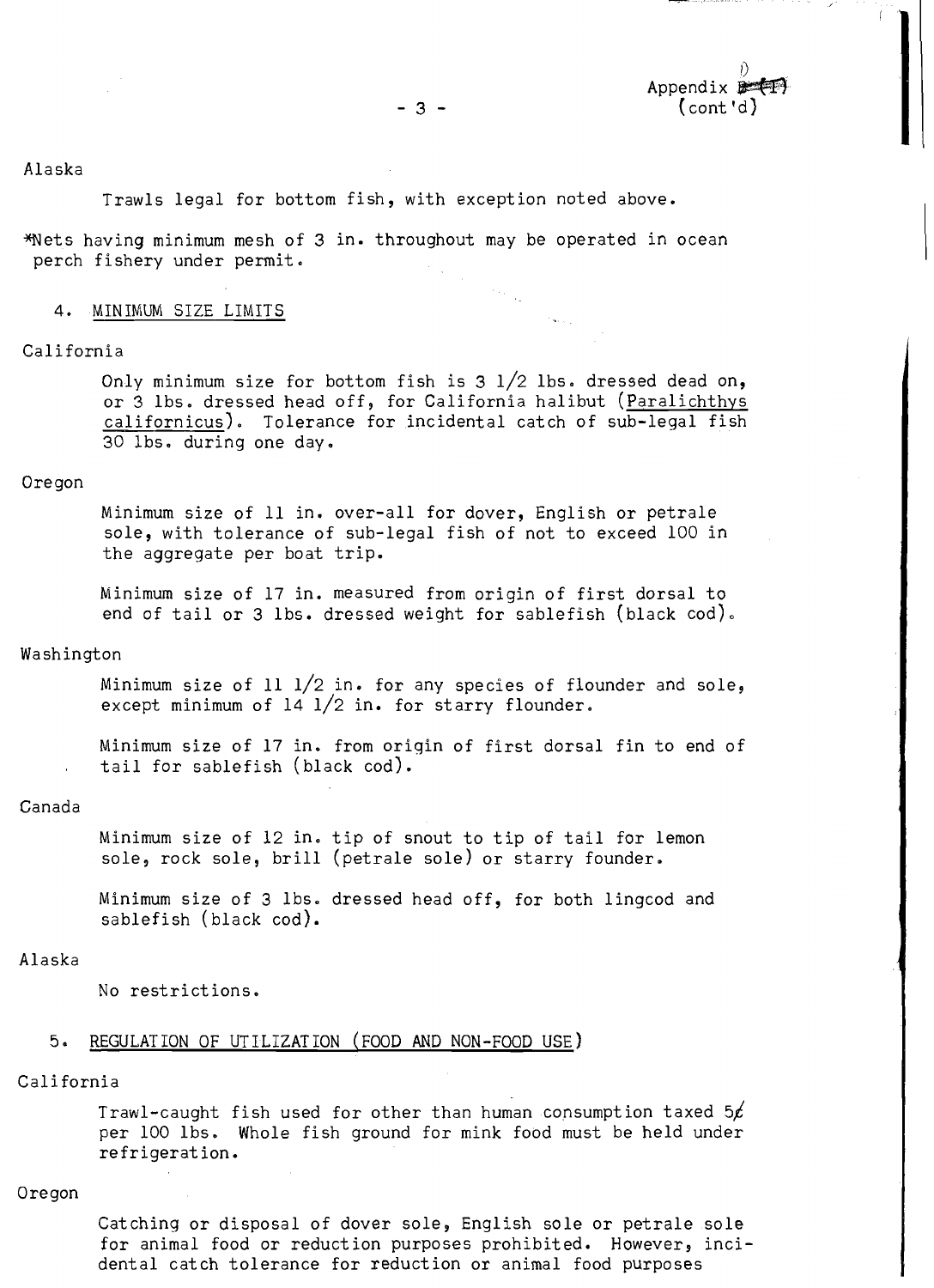Appendix D
(cont'd)

Alaska

Trawls legal for bottom fish, with exception noted above.

*Nets having minimum mesh of 3 in. throughout may be operated in ocean perch fishery under permit.

4. MINIMUM SIZE LIMITS

California

Only minimum size for bottom fish is 3 1/2 lbs. dressed dead on, or 3 lbs. dressed head off, for California halibut (*Paralichthys californicus*). Tolerance for incidental catch of sub-legal fish 30 lbs. during one day.

Oregon

Minimum size of 11 in. over-all for dover, English or petrale sole, with tolerance of sub-legal fish of not to exceed 100 in the aggregate per boat trip.

Minimum size of 17 in. measured from origin of first dorsal to end of tail or 3 lbs. dressed weight for sablefish (black cod).

Washington

Minimum size of 11 1/2 in. for any species of flounder and sole, except minimum of 14 1/2 in. for starry flounder.

Minimum size of 17 in. from origin of first dorsal fin to end of tail for sablefish (black cod).

Canada

Minimum size of 12 in. tip of snout to tip of tail for lemon sole, rock sole, brill (petrale sole) or starry founder.

Minimum size of 3 lbs. dressed head off, for both lingcod and sablefish (black cod).

Alaska

No restrictions.

5. REGULATION OF UTILIZATION (FOOD AND NON-FOOD USE)

California

Trawl-caught fish used for other than human consumption taxed 5¢ per 100 lbs. Whole fish ground for mink food must be held under refrigeration.

Oregon

Catching or disposal of dover sole, English sole or petrale sole for animal food or reduction purposes prohibited. However, incidental catch tolerance for reduction or animal food purposes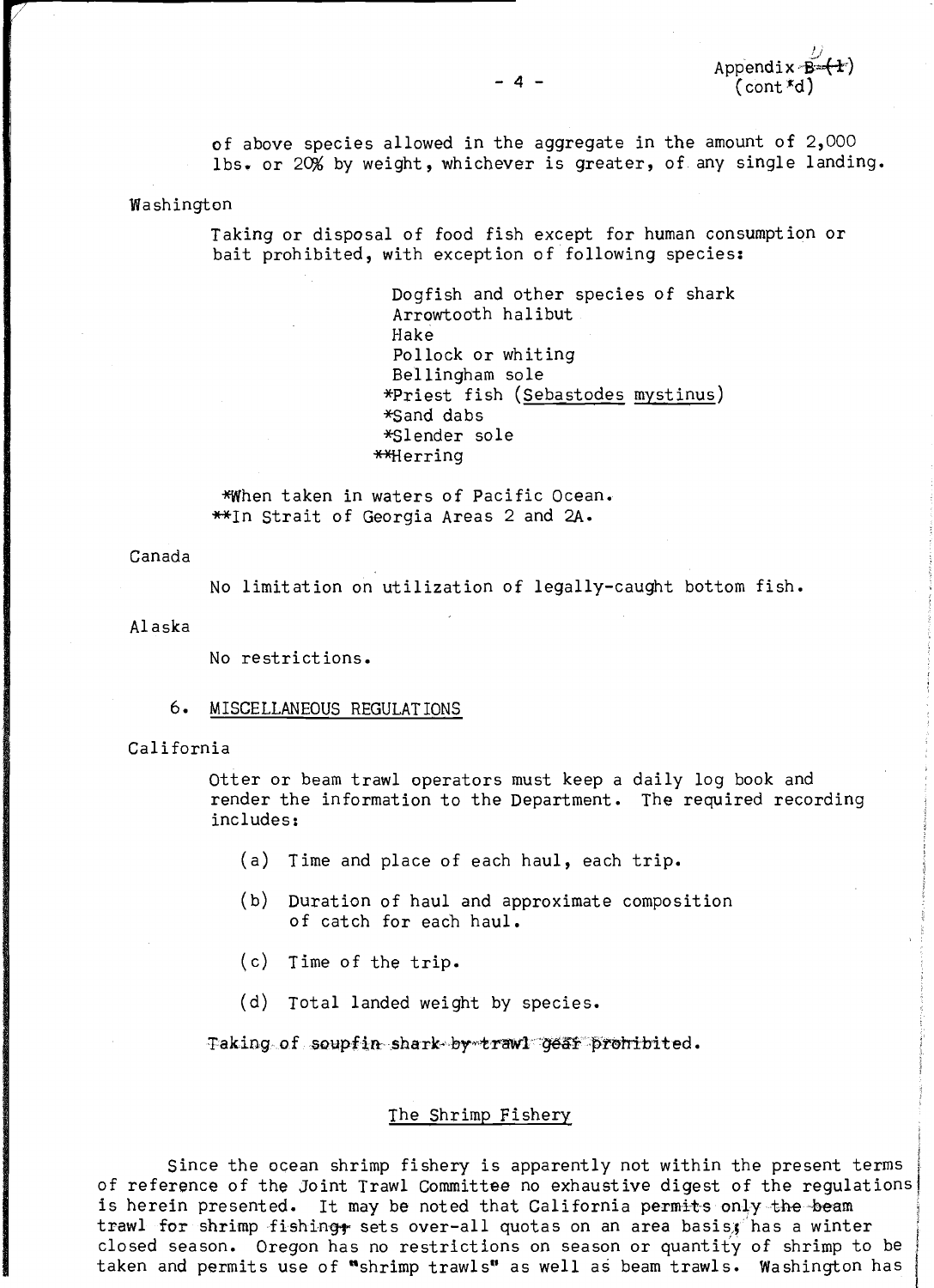of above species allowed in the aggregate in the amount of 2,000 lbs. or 20% by weight, whichever is greater, of any single landing.

Washington

Taking or disposal of food fish except for human consumption or bait prohibited, with exception of following species:

Dogfish and other species of shark
Arrowtooth halibut
Hake
Pollock or whiting
Bellingham sole
*Priest fish (Sebastodes mystinus)
*Sand dabs
*Slender sole
**Herring

*When taken in waters of Pacific Ocean.
**In Strait of Georgia Areas 2 and 2A.

Canada

No limitation on utilization of legally-caught bottom fish.

Alaska

No restrictions.

6. MISCELLANEOUS REGULATIONS

California

Otter or beam trawl operators must keep a daily log book and render the information to the Department. The required recording includes:

(a) Time and place of each haul, each trip.

(b) Duration of haul and approximate composition of catch for each haul.

(c) Time of the trip.

(d) Total landed weight by species.

~~Taking of soupfin shark by trawl gear prohibited.~~

## The Shrimp Fishery

Since the ocean shrimp fishery is apparently not within the present terms of reference of the Joint Trawl Committee no exhaustive digest of the regulations is herein presented. It may be noted that California ~~permits~~ only ~~the beam~~ trawl for shrimp fishing; sets over-all quotas on an area basis; has a winter closed season. Oregon has no restrictions on season or quantity of shrimp to be taken and permits use of "shrimp trawls" as well as beam trawls. Washington has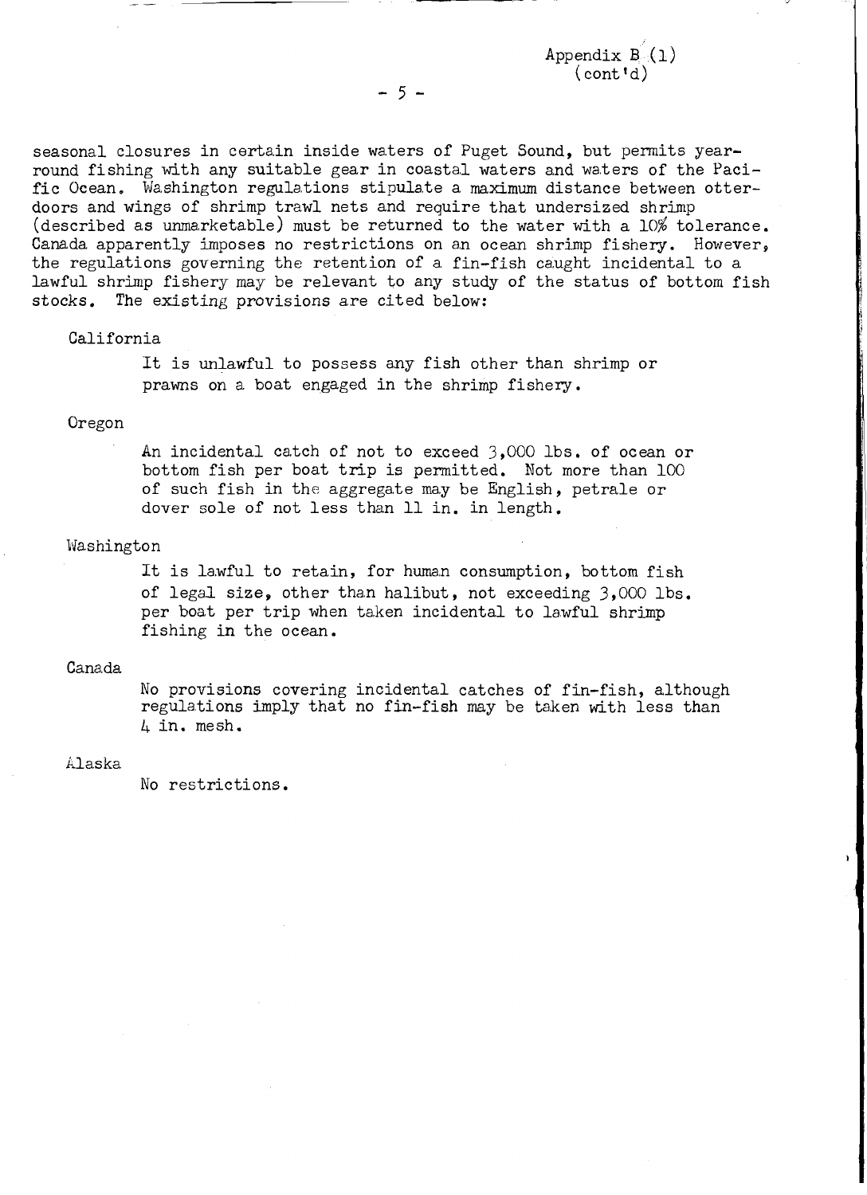Appendix B (1)
(cont'd)

seasonal closures in certain inside waters of Puget Sound, but permits year-round fishing with any suitable gear in coastal waters and waters of the Pacific Ocean. Washington regulations stipulate a maximum distance between otter-doors and wings of shrimp trawl nets and require that undersized shrimp (described as unmarketable) must be returned to the water with a 10% tolerance. Canada apparently imposes no restrictions on an ocean shrimp fishery. However, the regulations governing the retention of a fin-fish caught incidental to a lawful shrimp fishery may be relevant to any study of the status of bottom fish stocks. The existing provisions are cited below:

California

> It is unlawful to possess any fish other than shrimp or prawns on a boat engaged in the shrimp fishery.

Oregon

> An incidental catch of not to exceed 3,000 lbs. of ocean or bottom fish per boat trip is permitted. Not more than 100 of such fish in the aggregate may be English, petrale or dover sole of not less than 11 in. in length.

Washington

> It is lawful to retain, for human consumption, bottom fish of legal size, other than halibut, not exceeding 3,000 lbs. per boat per trip when taken incidental to lawful shrimp fishing in the ocean.

Canada

> No provisions covering incidental catches of fin-fish, although regulations imply that no fin-fish may be taken with less than 4 in. mesh.

Alaska

> No restrictions.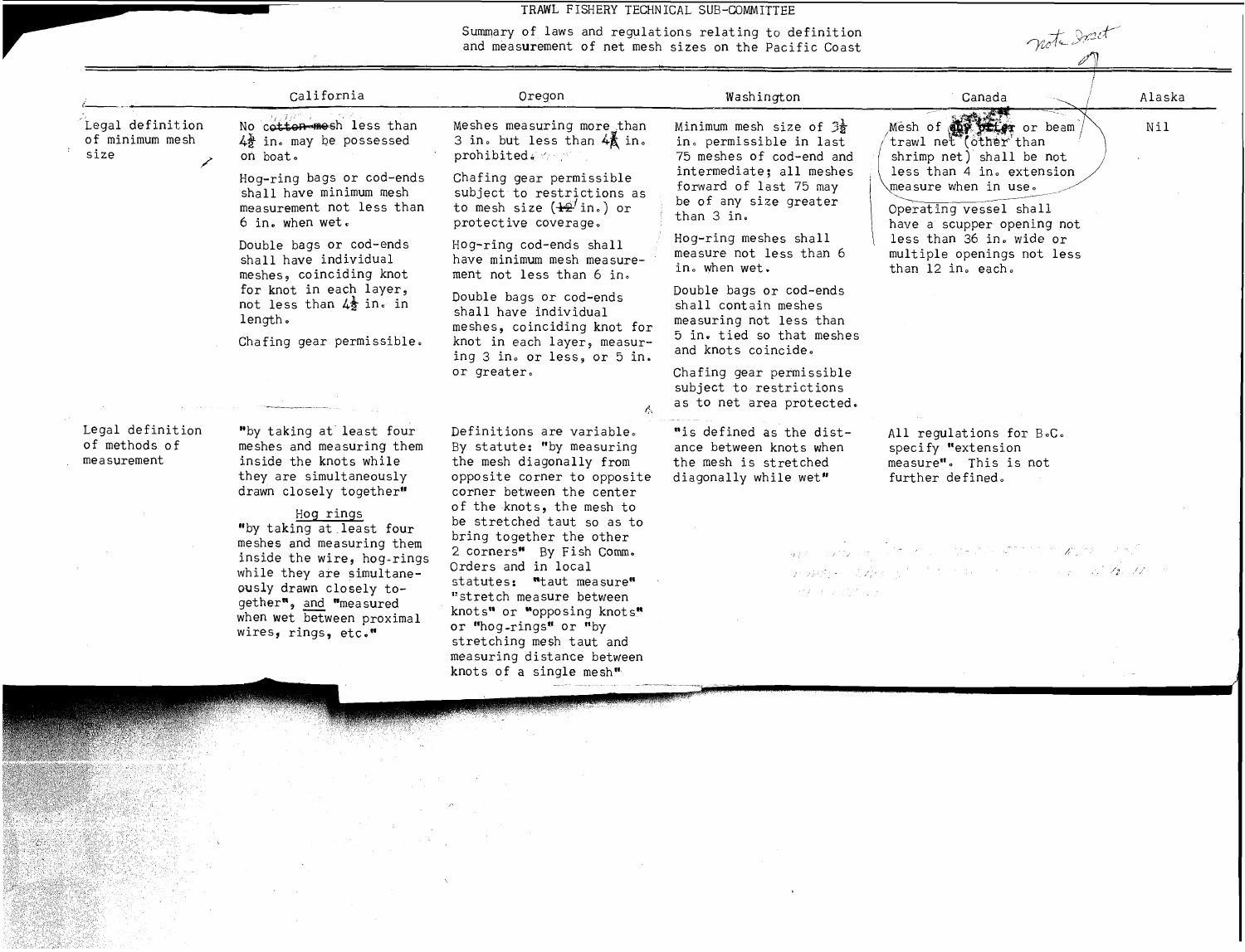TRAWL FISHERY TECHNICAL SUB-COMMITTEE

Summary of laws and regulations relating to definition and measurement of net mesh sizes on the Pacific Coast

| | California | Oregon | Washington | Canada | Alaska |
|---|---|---|---|---|---|
| Legal definition of minimum mesh size | No ~~cotton~~ mesh less than $4\frac{1}{2}$ in. may be possessed on boat.<br><br>Hog-ring bags or cod-ends shall have minimum mesh measurement not less than 6 in. when wet.<br><br>Double bags or cod-ends shall have individual meshes, coinciding knot for knot in each layer, not less than $4\frac{1}{2}$ in. in length.<br><br>Chafing gear permissible. | Meshes measuring more than 3 in. but less than $4\frac{1}{2}$ in. prohibited.<br><br>Chafing gear permissible subject to restrictions as to mesh size (~~12~~ in.) or protective coverage.<br><br>Hog-ring cod-ends shall have minimum mesh measurement not less than 6 in.<br><br>Double bags or cod-ends shall have individual meshes, coinciding knot for knot in each layer, measuring 3 in. or less, or 5 in. or greater. | Minimum mesh size of $3\frac{1}{2}$ in. permissible in last 75 meshes of cod-end and intermediate; all meshes forward of last 75 may be of any size greater than 3 in.<br><br>Hog-ring meshes shall measure not less than 6 in. when wet.<br><br>Double bags or cod-ends shall contain meshes measuring not less than 5 in. tied so that meshes and knots coincide.<br><br>Chafing gear permissible subject to restrictions as to net area protected. | Mesh of ~~otter~~ or beam trawl net (other than shrimp net) shall be not less than 4 in. extension measure when in use.<br><br>Operating vessel shall have a scupper opening not less than 36 in. wide or multiple openings not less than 12 in. each. | Nil |
| Legal definition of methods of measurement | "by taking at least four meshes and measuring them inside the knots while they are simultaneously drawn closely together"<br><br>Hog rings<br>"by taking at least four meshes and measuring them inside the wire, hog-rings while they are simultaneously drawn closely together", and "measured when wet between proximal wires, rings, etc." | Definitions are variable. By statute: "by measuring the mesh diagonally from opposite corner to opposite corner between the center of the knots, the mesh to be stretched taut so as to bring together the other 2 corners" By Fish Comm. Orders and in local statutes: "taut measure" "stretch measure between knots" or "opposing knots" or "hog-rings" or "by stretching mesh taut and measuring distance between knots of a single mesh" | "is defined as the distance between knots when the mesh is stretched diagonally while wet" | All regulations for B.C. specify "extension measure". This is not further defined. | |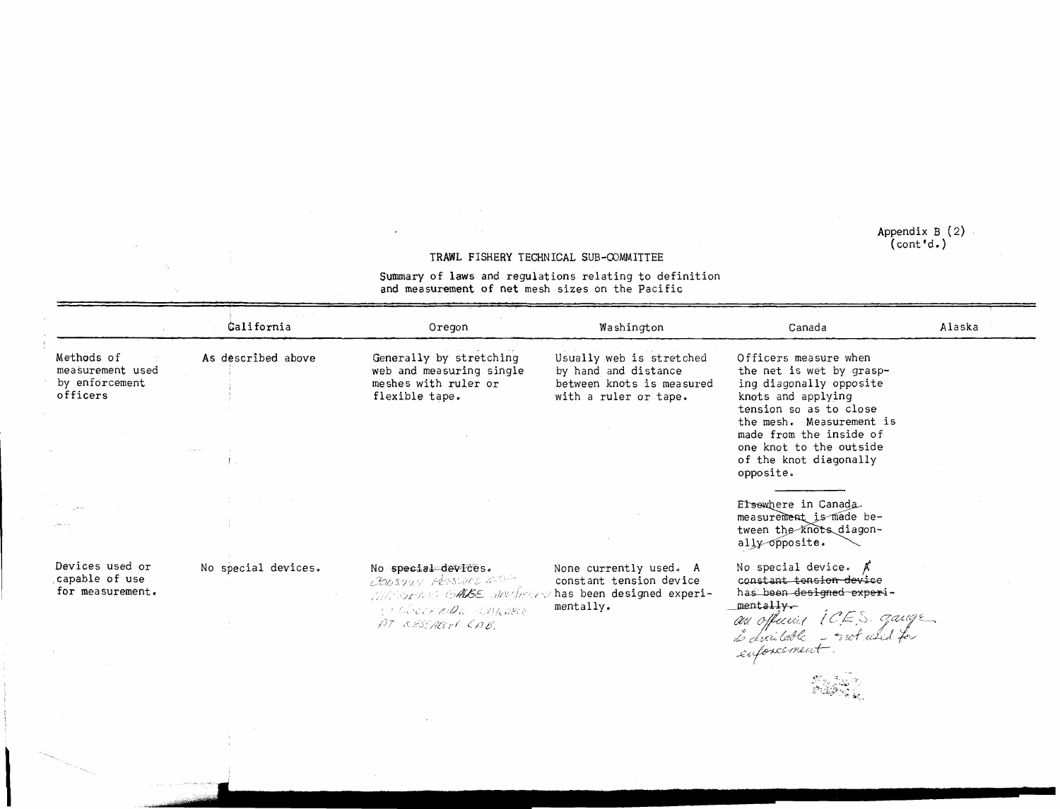Appendix B (2)
(cont'd.)

TRAWL FISHERY TECHNICAL SUB-COMMITTEE

Summary of laws and regulations relating to definition and measurement of net mesh sizes on the Pacific

| | California | Oregon | Washington | Canada | Alaska |
|---|---|---|---|---|---|
| Methods of measurement used by enforcement officers | As described above | Generally by stretching web and measuring single meshes with ruler or flexible tape. | Usually web is stretched by hand and distance between knots is measured with a ruler or tape. | Officers measure when the net is wet by grasping diagonally opposite knots and applying tension so as to close the mesh. Measurement is made from the inside of one knot to the outside of the knot diagonally opposite. ~~Elsewhere in Canada measurement is made between the knots diagonally opposite.~~ | |
| Devices used or capable of use for measurement. | No special devices. | No ~~special devices~~. Constant pressure mesh measuring gauge available at Astoria and Newport research lab. | None currently used. A constant tension device has been designed experimentally. | No special device. ~~A constant tension device has been designed experimentally.~~ An official I.C.E.S. gauge is available - not used for enforcement. | |